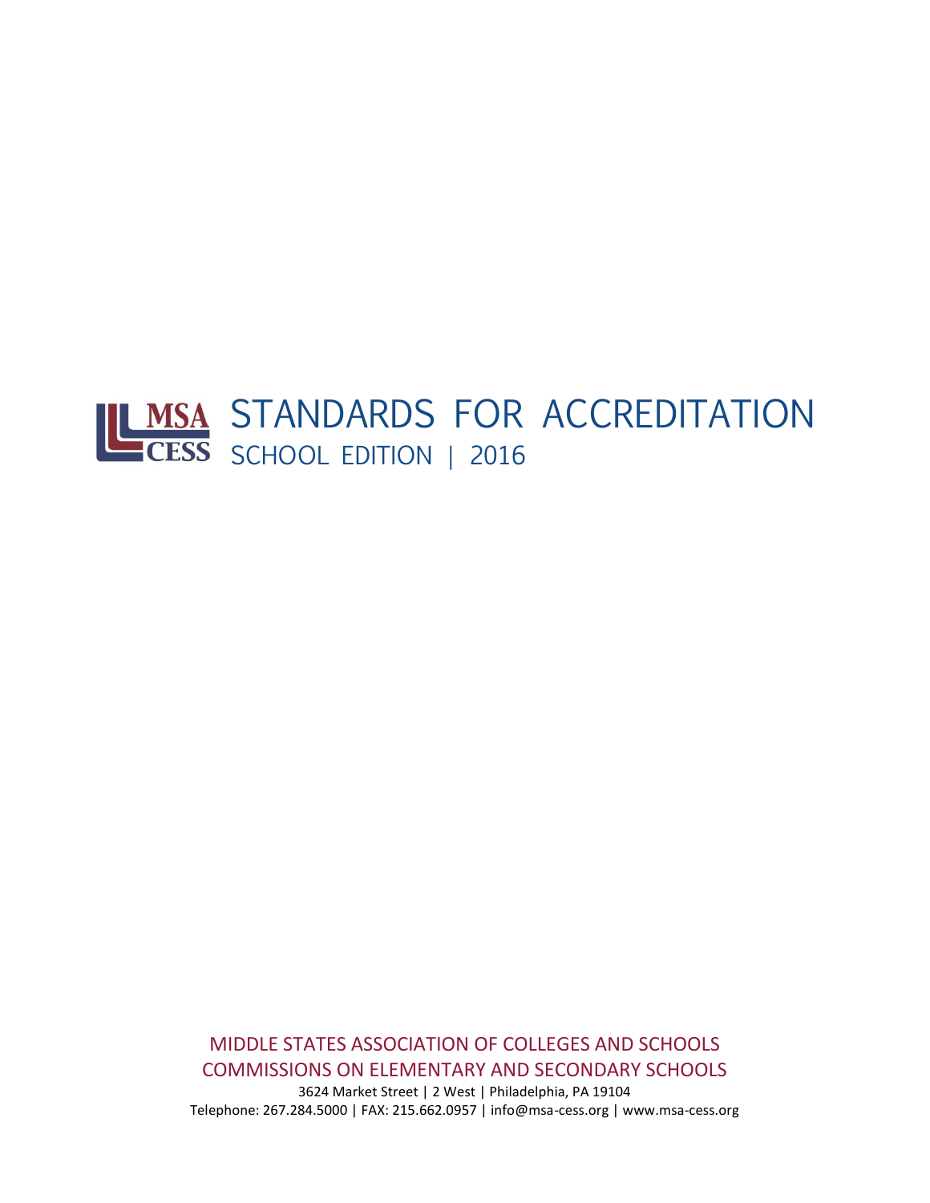MSA CESS

# STANDARDS FOR ACCREDITATION

## SCHOOL EDITION | 2016

MIDDLE STATES ASSOCIATION OF COLLEGES AND SCHOOLS
COMMISSIONS ON ELEMENTARY AND SECONDARY SCHOOLS

3624 Market Street | 2 West | Philadelphia, PA 19104
Telephone: 267.284.5000 | FAX: 215.662.0957 | info@msa-cess.org | www.msa-cess.org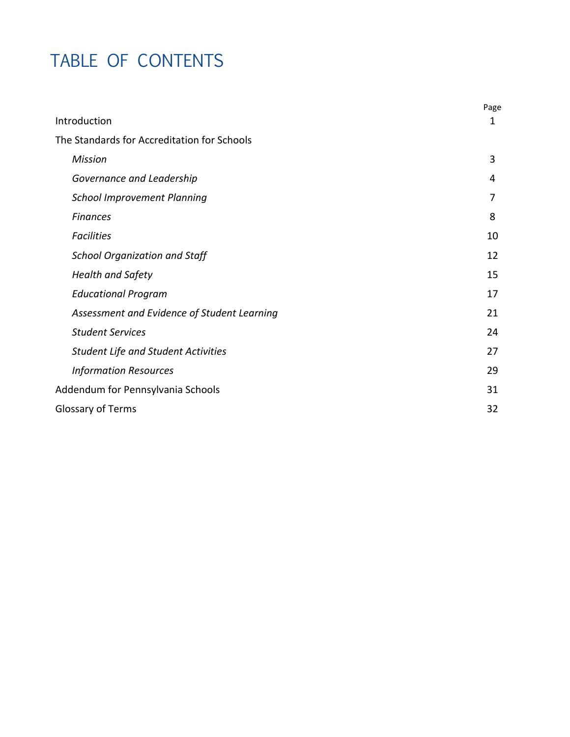# TABLE OF CONTENTS

| | Page |
|---|---|
| Introduction | 1 |
| The Standards for Accreditation for Schools | |
| *Mission* | 3 |
| *Governance and Leadership* | 4 |
| *School Improvement Planning* | 7 |
| *Finances* | 8 |
| *Facilities* | 10 |
| *School Organization and Staff* | 12 |
| *Health and Safety* | 15 |
| *Educational Program* | 17 |
| *Assessment and Evidence of Student Learning* | 21 |
| *Student Services* | 24 |
| *Student Life and Student Activities* | 27 |
| *Information Resources* | 29 |
| Addendum for Pennsylvania Schools | 31 |
| Glossary of Terms | 32 |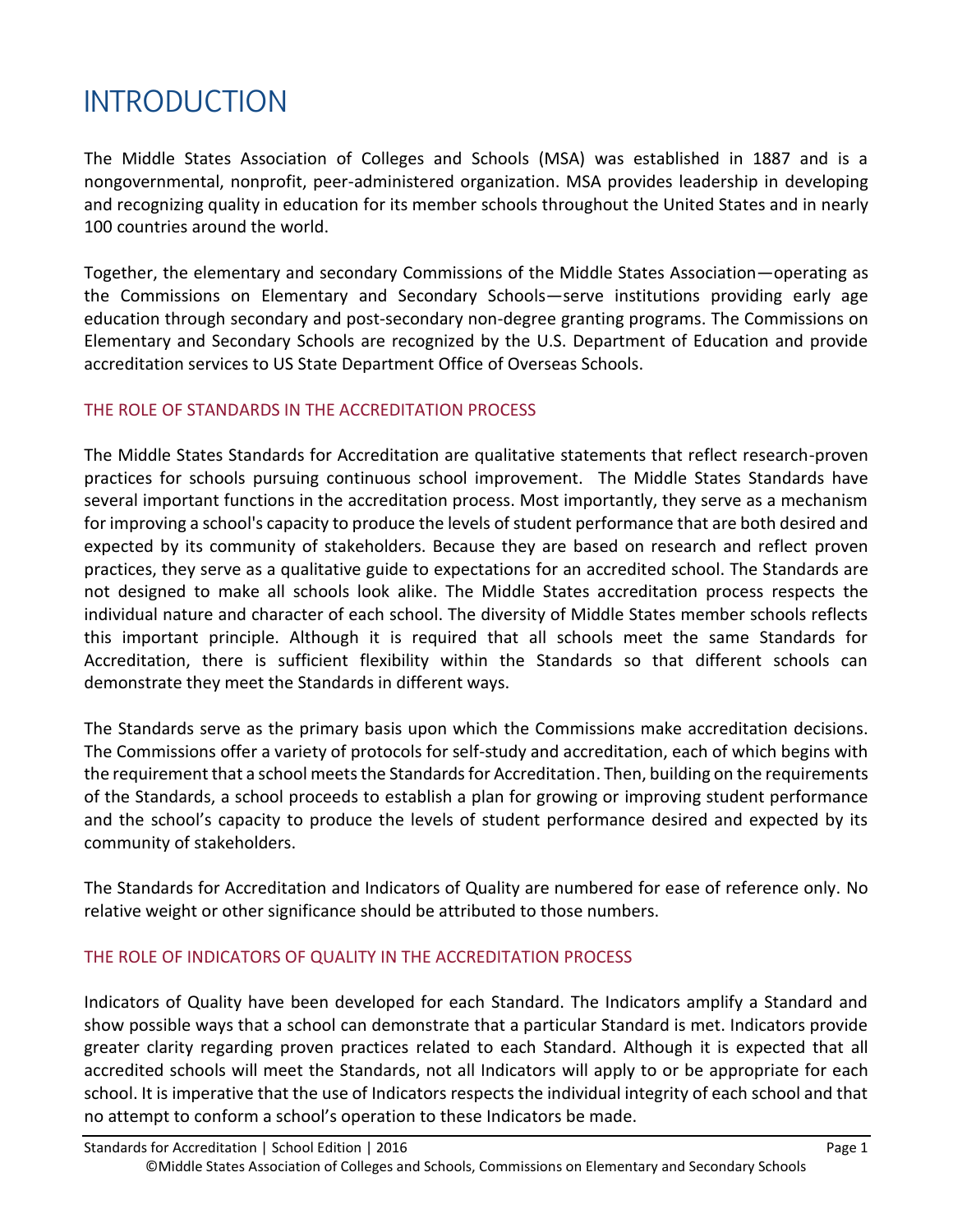# INTRODUCTION

The Middle States Association of Colleges and Schools (MSA) was established in 1887 and is a nongovernmental, nonprofit, peer-administered organization. MSA provides leadership in developing and recognizing quality in education for its member schools throughout the United States and in nearly 100 countries around the world.

Together, the elementary and secondary Commissions of the Middle States Association—operating as the Commissions on Elementary and Secondary Schools—serve institutions providing early age education through secondary and post-secondary non-degree granting programs. The Commissions on Elementary and Secondary Schools are recognized by the U.S. Department of Education and provide accreditation services to US State Department Office of Overseas Schools.

## THE ROLE OF STANDARDS IN THE ACCREDITATION PROCESS

The Middle States Standards for Accreditation are qualitative statements that reflect research-proven practices for schools pursuing continuous school improvement. The Middle States Standards have several important functions in the accreditation process. Most importantly, they serve as a mechanism for improving a school's capacity to produce the levels of student performance that are both desired and expected by its community of stakeholders. Because they are based on research and reflect proven practices, they serve as a qualitative guide to expectations for an accredited school. The Standards are not designed to make all schools look alike. The Middle States accreditation process respects the individual nature and character of each school. The diversity of Middle States member schools reflects this important principle. Although it is required that all schools meet the same Standards for Accreditation, there is sufficient flexibility within the Standards so that different schools can demonstrate they meet the Standards in different ways.

The Standards serve as the primary basis upon which the Commissions make accreditation decisions. The Commissions offer a variety of protocols for self-study and accreditation, each of which begins with the requirement that a school meets the Standards for Accreditation. Then, building on the requirements of the Standards, a school proceeds to establish a plan for growing or improving student performance and the school's capacity to produce the levels of student performance desired and expected by its community of stakeholders.

The Standards for Accreditation and Indicators of Quality are numbered for ease of reference only. No relative weight or other significance should be attributed to those numbers.

## THE ROLE OF INDICATORS OF QUALITY IN THE ACCREDITATION PROCESS

Indicators of Quality have been developed for each Standard. The Indicators amplify a Standard and show possible ways that a school can demonstrate that a particular Standard is met. Indicators provide greater clarity regarding proven practices related to each Standard. Although it is expected that all accredited schools will meet the Standards, not all Indicators will apply to or be appropriate for each school. It is imperative that the use of Indicators respects the individual integrity of each school and that no attempt to conform a school's operation to these Indicators be made.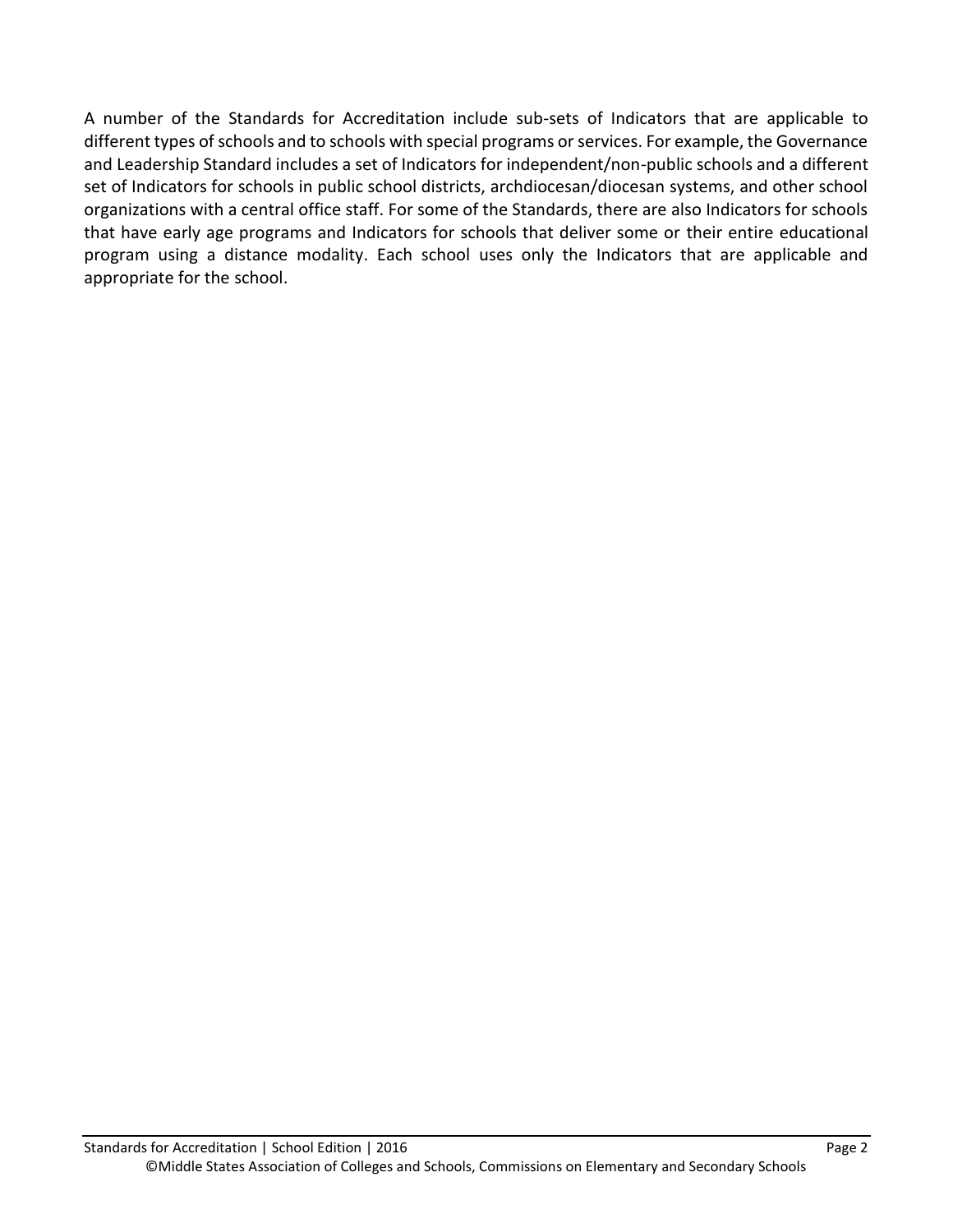A number of the Standards for Accreditation include sub-sets of Indicators that are applicable to different types of schools and to schools with special programs or services. For example, the Governance and Leadership Standard includes a set of Indicators for independent/non-public schools and a different set of Indicators for schools in public school districts, archdiocesan/diocesan systems, and other school organizations with a central office staff. For some of the Standards, there are also Indicators for schools that have early age programs and Indicators for schools that deliver some or their entire educational program using a distance modality. Each school uses only the Indicators that are applicable and appropriate for the school.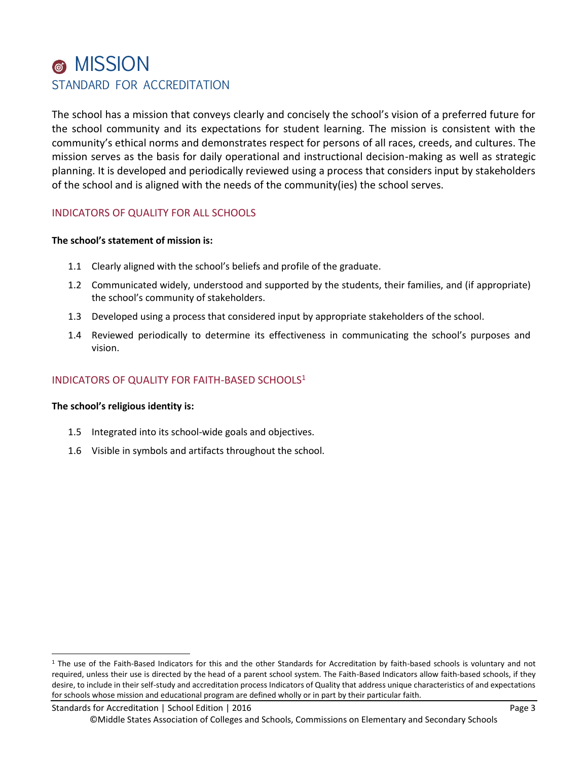# MISSION

## STANDARD FOR ACCREDITATION

The school has a mission that conveys clearly and concisely the school's vision of a preferred future for the school community and its expectations for student learning. The mission is consistent with the community's ethical norms and demonstrates respect for persons of all races, creeds, and cultures. The mission serves as the basis for daily operational and instructional decision-making as well as strategic planning. It is developed and periodically reviewed using a process that considers input by stakeholders of the school and is aligned with the needs of the community(ies) the school serves.

### INDICATORS OF QUALITY FOR ALL SCHOOLS

**The school's statement of mission is:**

1.1 Clearly aligned with the school's beliefs and profile of the graduate.

1.2 Communicated widely, understood and supported by the students, their families, and (if appropriate) the school's community of stakeholders.

1.3 Developed using a process that considered input by appropriate stakeholders of the school.

1.4 Reviewed periodically to determine its effectiveness in communicating the school's purposes and vision.

### INDICATORS OF QUALITY FOR FAITH-BASED SCHOOLS[1]

**The school's religious identity is:**

1.5 Integrated into its school-wide goals and objectives.

1.6 Visible in symbols and artifacts throughout the school.

---

[1] The use of the Faith-Based Indicators for this and the other Standards for Accreditation by faith-based schools is voluntary and not required, unless their use is directed by the head of a parent school system. The Faith-Based Indicators allow faith-based schools, if they desire, to include in their self-study and accreditation process Indicators of Quality that address unique characteristics of and expectations for schools whose mission and educational program are defined wholly or in part by their particular faith.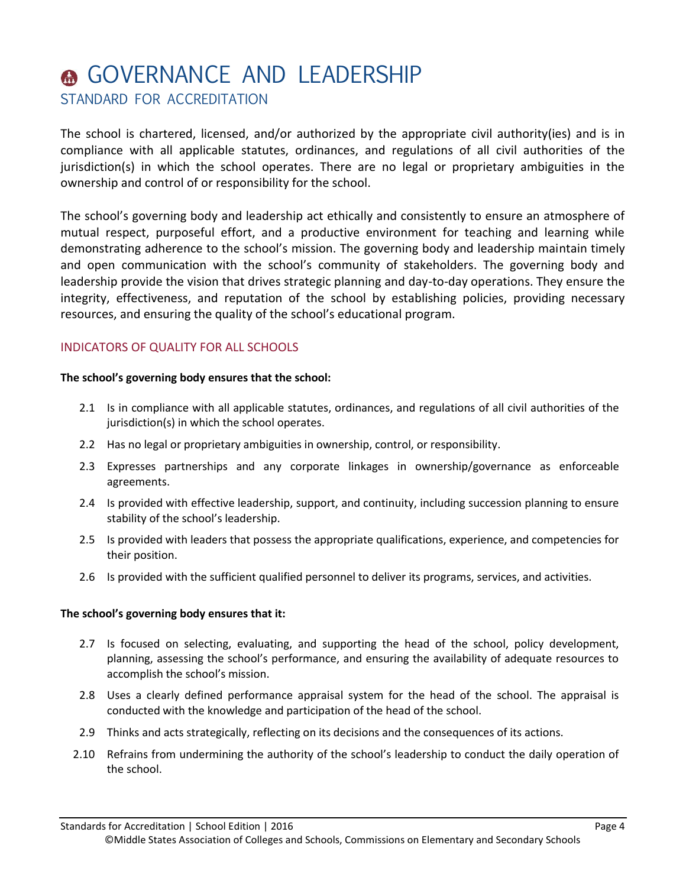# GOVERNANCE AND LEADERSHIP

## STANDARD FOR ACCREDITATION

The school is chartered, licensed, and/or authorized by the appropriate civil authority(ies) and is in compliance with all applicable statutes, ordinances, and regulations of all civil authorities of the jurisdiction(s) in which the school operates. There are no legal or proprietary ambiguities in the ownership and control of or responsibility for the school.

The school's governing body and leadership act ethically and consistently to ensure an atmosphere of mutual respect, purposeful effort, and a productive environment for teaching and learning while demonstrating adherence to the school's mission. The governing body and leadership maintain timely and open communication with the school's community of stakeholders. The governing body and leadership provide the vision that drives strategic planning and day-to-day operations. They ensure the integrity, effectiveness, and reputation of the school by establishing policies, providing necessary resources, and ensuring the quality of the school's educational program.

### INDICATORS OF QUALITY FOR ALL SCHOOLS

**The school's governing body ensures that the school:**

2.1 Is in compliance with all applicable statutes, ordinances, and regulations of all civil authorities of the jurisdiction(s) in which the school operates.

2.2 Has no legal or proprietary ambiguities in ownership, control, or responsibility.

2.3 Expresses partnerships and any corporate linkages in ownership/governance as enforceable agreements.

2.4 Is provided with effective leadership, support, and continuity, including succession planning to ensure stability of the school's leadership.

2.5 Is provided with leaders that possess the appropriate qualifications, experience, and competencies for their position.

2.6 Is provided with the sufficient qualified personnel to deliver its programs, services, and activities.

**The school's governing body ensures that it:**

2.7 Is focused on selecting, evaluating, and supporting the head of the school, policy development, planning, assessing the school's performance, and ensuring the availability of adequate resources to accomplish the school's mission.

2.8 Uses a clearly defined performance appraisal system for the head of the school. The appraisal is conducted with the knowledge and participation of the head of the school.

2.9 Thinks and acts strategically, reflecting on its decisions and the consequences of its actions.

2.10 Refrains from undermining the authority of the school's leadership to conduct the daily operation of the school.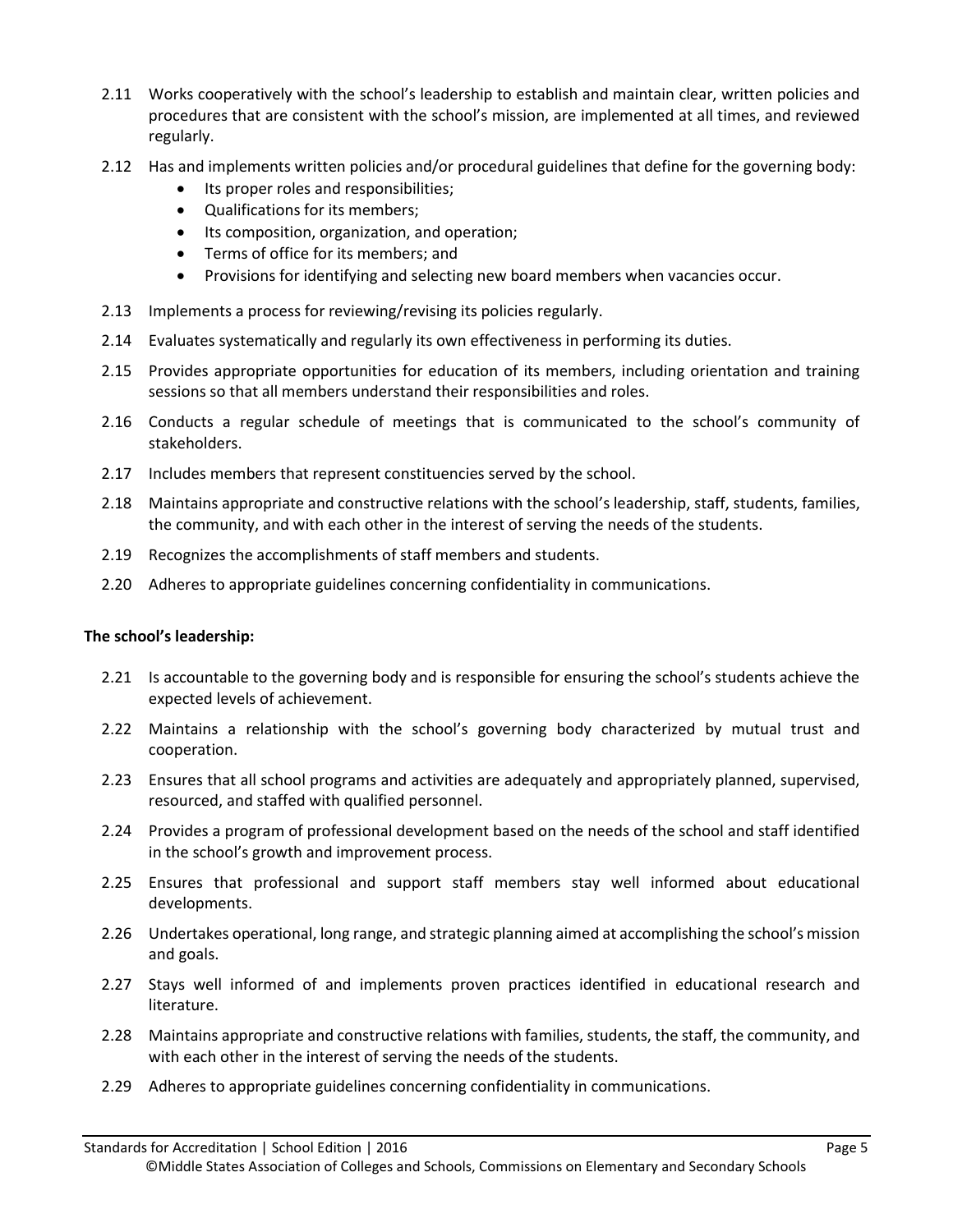2.11 Works cooperatively with the school's leadership to establish and maintain clear, written policies and procedures that are consistent with the school's mission, are implemented at all times, and reviewed regularly.

2.12 Has and implements written policies and/or procedural guidelines that define for the governing body:
- Its proper roles and responsibilities;
- Qualifications for its members;
- Its composition, organization, and operation;
- Terms of office for its members; and
- Provisions for identifying and selecting new board members when vacancies occur.

2.13 Implements a process for reviewing/revising its policies regularly.

2.14 Evaluates systematically and regularly its own effectiveness in performing its duties.

2.15 Provides appropriate opportunities for education of its members, including orientation and training sessions so that all members understand their responsibilities and roles.

2.16 Conducts a regular schedule of meetings that is communicated to the school's community of stakeholders.

2.17 Includes members that represent constituencies served by the school.

2.18 Maintains appropriate and constructive relations with the school's leadership, staff, students, families, the community, and with each other in the interest of serving the needs of the students.

2.19 Recognizes the accomplishments of staff members and students.

2.20 Adheres to appropriate guidelines concerning confidentiality in communications.

**The school's leadership:**

2.21 Is accountable to the governing body and is responsible for ensuring the school's students achieve the expected levels of achievement.

2.22 Maintains a relationship with the school's governing body characterized by mutual trust and cooperation.

2.23 Ensures that all school programs and activities are adequately and appropriately planned, supervised, resourced, and staffed with qualified personnel.

2.24 Provides a program of professional development based on the needs of the school and staff identified in the school's growth and improvement process.

2.25 Ensures that professional and support staff members stay well informed about educational developments.

2.26 Undertakes operational, long range, and strategic planning aimed at accomplishing the school's mission and goals.

2.27 Stays well informed of and implements proven practices identified in educational research and literature.

2.28 Maintains appropriate and constructive relations with families, students, the staff, the community, and with each other in the interest of serving the needs of the students.

2.29 Adheres to appropriate guidelines concerning confidentiality in communications.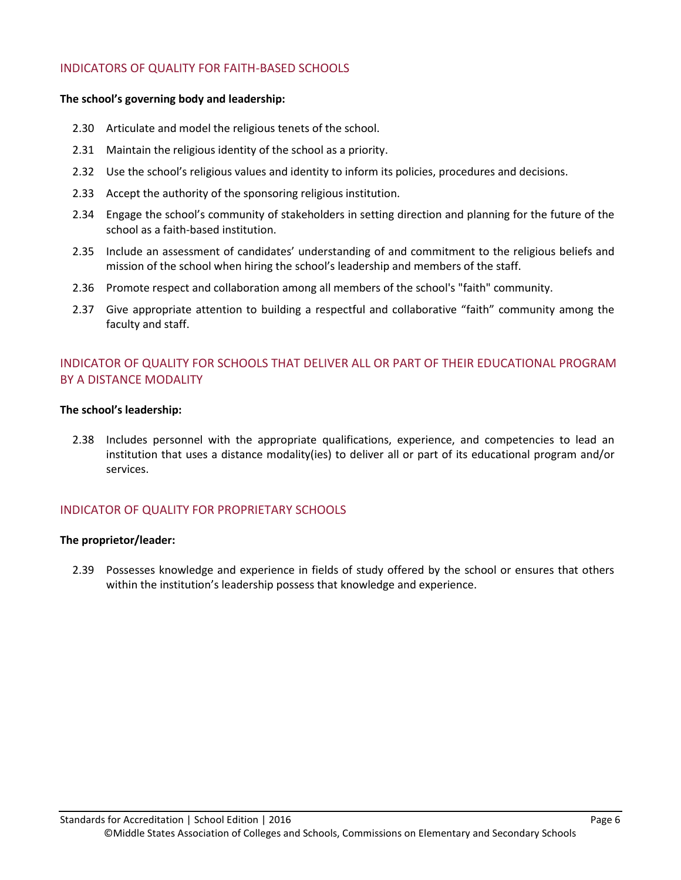## INDICATORS OF QUALITY FOR FAITH-BASED SCHOOLS

**The school's governing body and leadership:**

2.30 Articulate and model the religious tenets of the school.

2.31 Maintain the religious identity of the school as a priority.

2.32 Use the school's religious values and identity to inform its policies, procedures and decisions.

2.33 Accept the authority of the sponsoring religious institution.

2.34 Engage the school's community of stakeholders in setting direction and planning for the future of the school as a faith-based institution.

2.35 Include an assessment of candidates' understanding of and commitment to the religious beliefs and mission of the school when hiring the school's leadership and members of the staff.

2.36 Promote respect and collaboration among all members of the school's "faith" community.

2.37 Give appropriate attention to building a respectful and collaborative "faith" community among the faculty and staff.

## INDICATOR OF QUALITY FOR SCHOOLS THAT DELIVER ALL OR PART OF THEIR EDUCATIONAL PROGRAM BY A DISTANCE MODALITY

**The school's leadership:**

2.38 Includes personnel with the appropriate qualifications, experience, and competencies to lead an institution that uses a distance modality(ies) to deliver all or part of its educational program and/or services.

## INDICATOR OF QUALITY FOR PROPRIETARY SCHOOLS

**The proprietor/leader:**

2.39 Possesses knowledge and experience in fields of study offered by the school or ensures that others within the institution's leadership possess that knowledge and experience.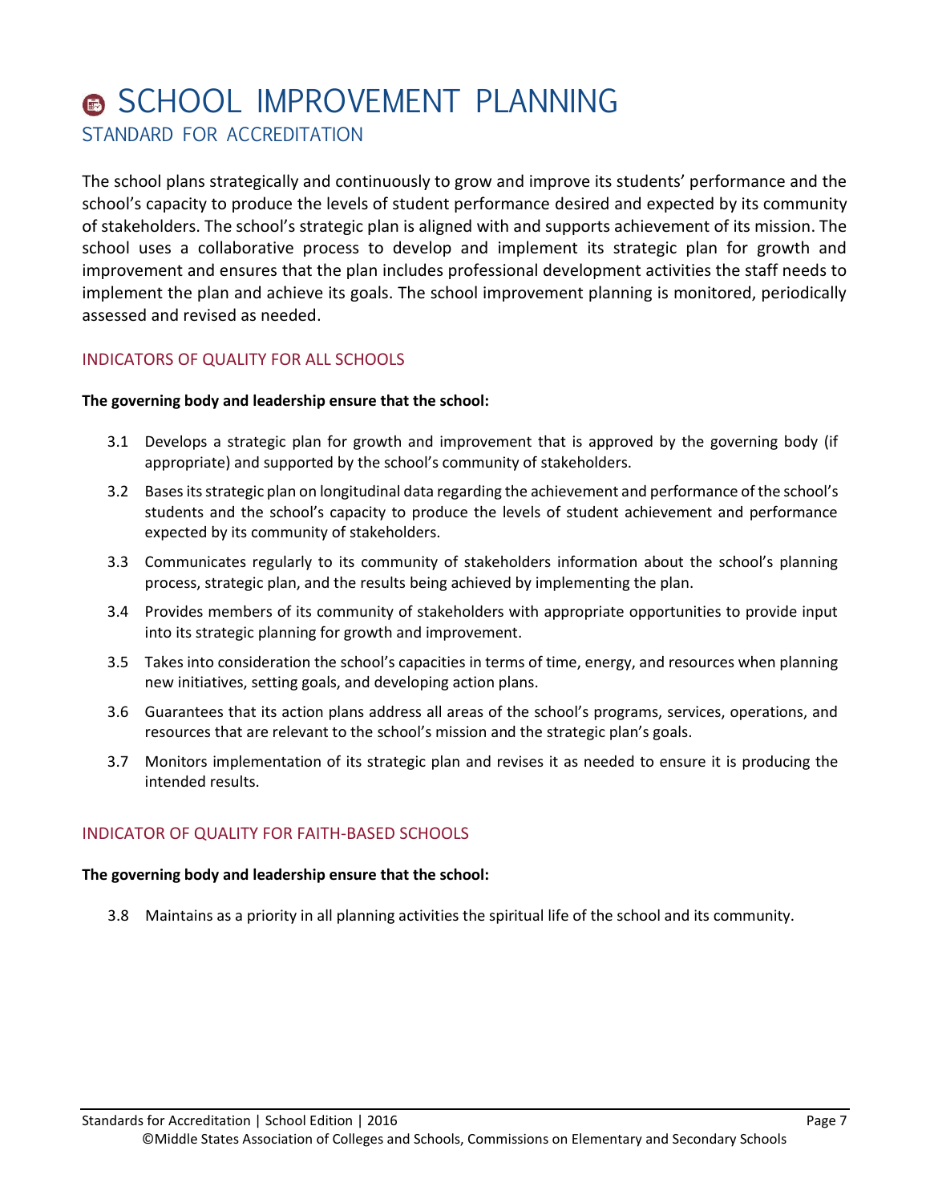# SCHOOL IMPROVEMENT PLANNING

## STANDARD FOR ACCREDITATION

The school plans strategically and continuously to grow and improve its students' performance and the school's capacity to produce the levels of student performance desired and expected by its community of stakeholders. The school's strategic plan is aligned with and supports achievement of its mission. The school uses a collaborative process to develop and implement its strategic plan for growth and improvement and ensures that the plan includes professional development activities the staff needs to implement the plan and achieve its goals. The school improvement planning is monitored, periodically assessed and revised as needed.

### INDICATORS OF QUALITY FOR ALL SCHOOLS

**The governing body and leadership ensure that the school:**

3.1 Develops a strategic plan for growth and improvement that is approved by the governing body (if appropriate) and supported by the school's community of stakeholders.

3.2 Bases its strategic plan on longitudinal data regarding the achievement and performance of the school's students and the school's capacity to produce the levels of student achievement and performance expected by its community of stakeholders.

3.3 Communicates regularly to its community of stakeholders information about the school's planning process, strategic plan, and the results being achieved by implementing the plan.

3.4 Provides members of its community of stakeholders with appropriate opportunities to provide input into its strategic planning for growth and improvement.

3.5 Takes into consideration the school's capacities in terms of time, energy, and resources when planning new initiatives, setting goals, and developing action plans.

3.6 Guarantees that its action plans address all areas of the school's programs, services, operations, and resources that are relevant to the school's mission and the strategic plan's goals.

3.7 Monitors implementation of its strategic plan and revises it as needed to ensure it is producing the intended results.

### INDICATOR OF QUALITY FOR FAITH-BASED SCHOOLS

**The governing body and leadership ensure that the school:**

3.8 Maintains as a priority in all planning activities the spiritual life of the school and its community.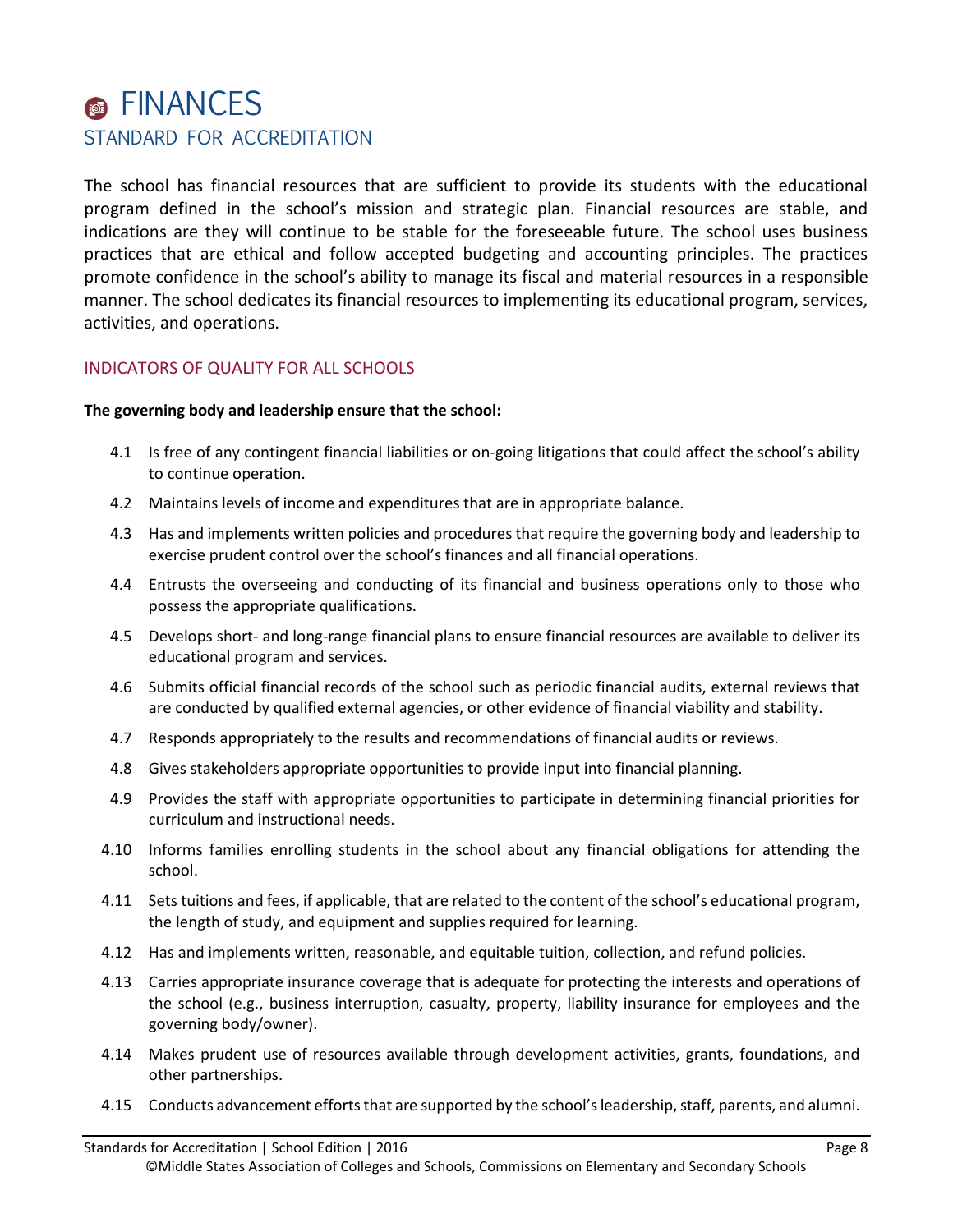# FINANCES

## STANDARD FOR ACCREDITATION

The school has financial resources that are sufficient to provide its students with the educational program defined in the school's mission and strategic plan. Financial resources are stable, and indications are they will continue to be stable for the foreseeable future. The school uses business practices that are ethical and follow accepted budgeting and accounting principles. The practices promote confidence in the school's ability to manage its fiscal and material resources in a responsible manner. The school dedicates its financial resources to implementing its educational program, services, activities, and operations.

### INDICATORS OF QUALITY FOR ALL SCHOOLS

**The governing body and leadership ensure that the school:**

- 4.1 Is free of any contingent financial liabilities or on-going litigations that could affect the school's ability to continue operation.
- 4.2 Maintains levels of income and expenditures that are in appropriate balance.
- 4.3 Has and implements written policies and procedures that require the governing body and leadership to exercise prudent control over the school's finances and all financial operations.
- 4.4 Entrusts the overseeing and conducting of its financial and business operations only to those who possess the appropriate qualifications.
- 4.5 Develops short- and long-range financial plans to ensure financial resources are available to deliver its educational program and services.
- 4.6 Submits official financial records of the school such as periodic financial audits, external reviews that are conducted by qualified external agencies, or other evidence of financial viability and stability.
- 4.7 Responds appropriately to the results and recommendations of financial audits or reviews.
- 4.8 Gives stakeholders appropriate opportunities to provide input into financial planning.
- 4.9 Provides the staff with appropriate opportunities to participate in determining financial priorities for curriculum and instructional needs.
- 4.10 Informs families enrolling students in the school about any financial obligations for attending the school.
- 4.11 Sets tuitions and fees, if applicable, that are related to the content of the school's educational program, the length of study, and equipment and supplies required for learning.
- 4.12 Has and implements written, reasonable, and equitable tuition, collection, and refund policies.
- 4.13 Carries appropriate insurance coverage that is adequate for protecting the interests and operations of the school (e.g., business interruption, casualty, property, liability insurance for employees and the governing body/owner).
- 4.14 Makes prudent use of resources available through development activities, grants, foundations, and other partnerships.
- 4.15 Conducts advancement efforts that are supported by the school's leadership, staff, parents, and alumni.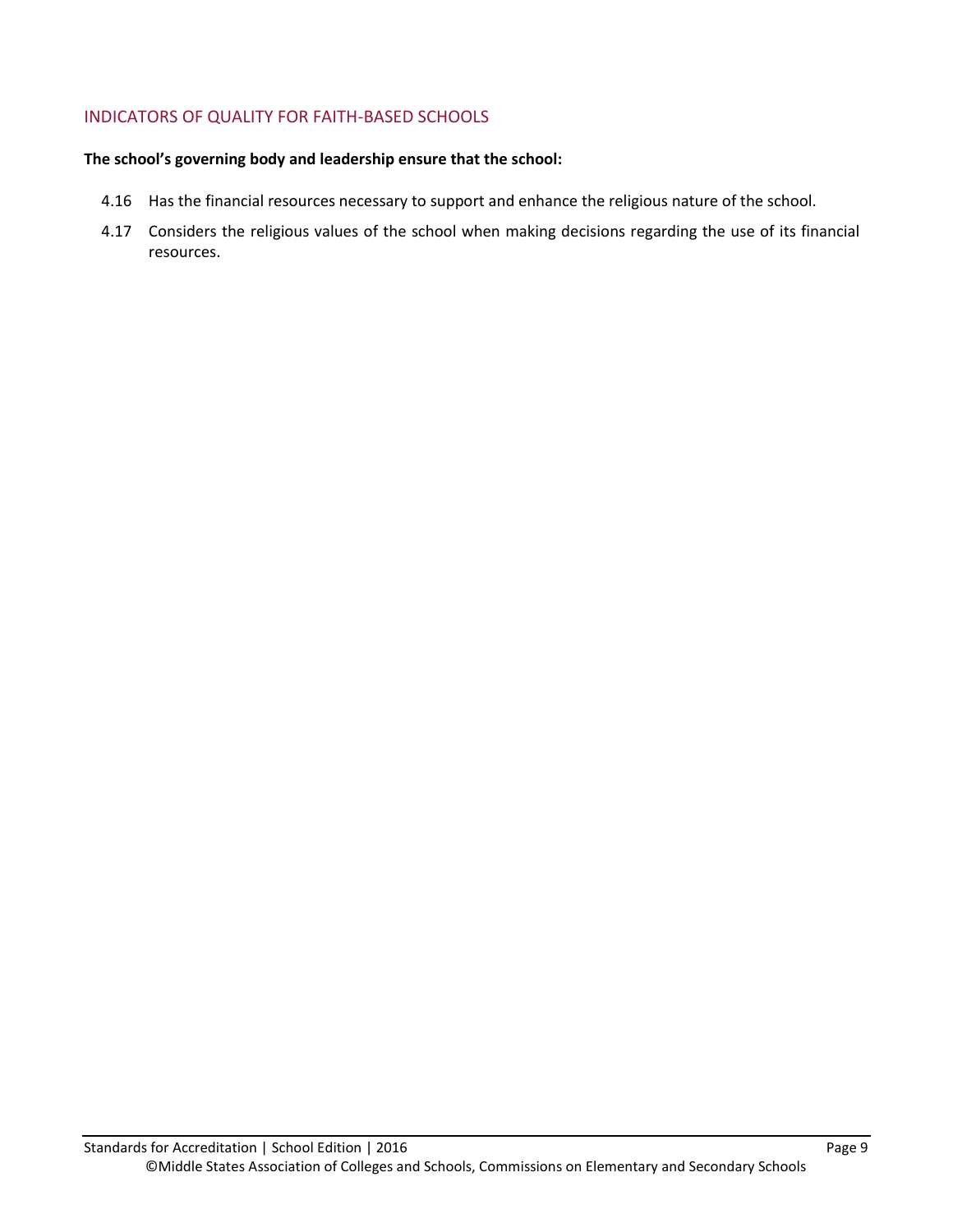## INDICATORS OF QUALITY FOR FAITH-BASED SCHOOLS

**The school's governing body and leadership ensure that the school:**

4.16 Has the financial resources necessary to support and enhance the religious nature of the school.

4.17 Considers the religious values of the school when making decisions regarding the use of its financial resources.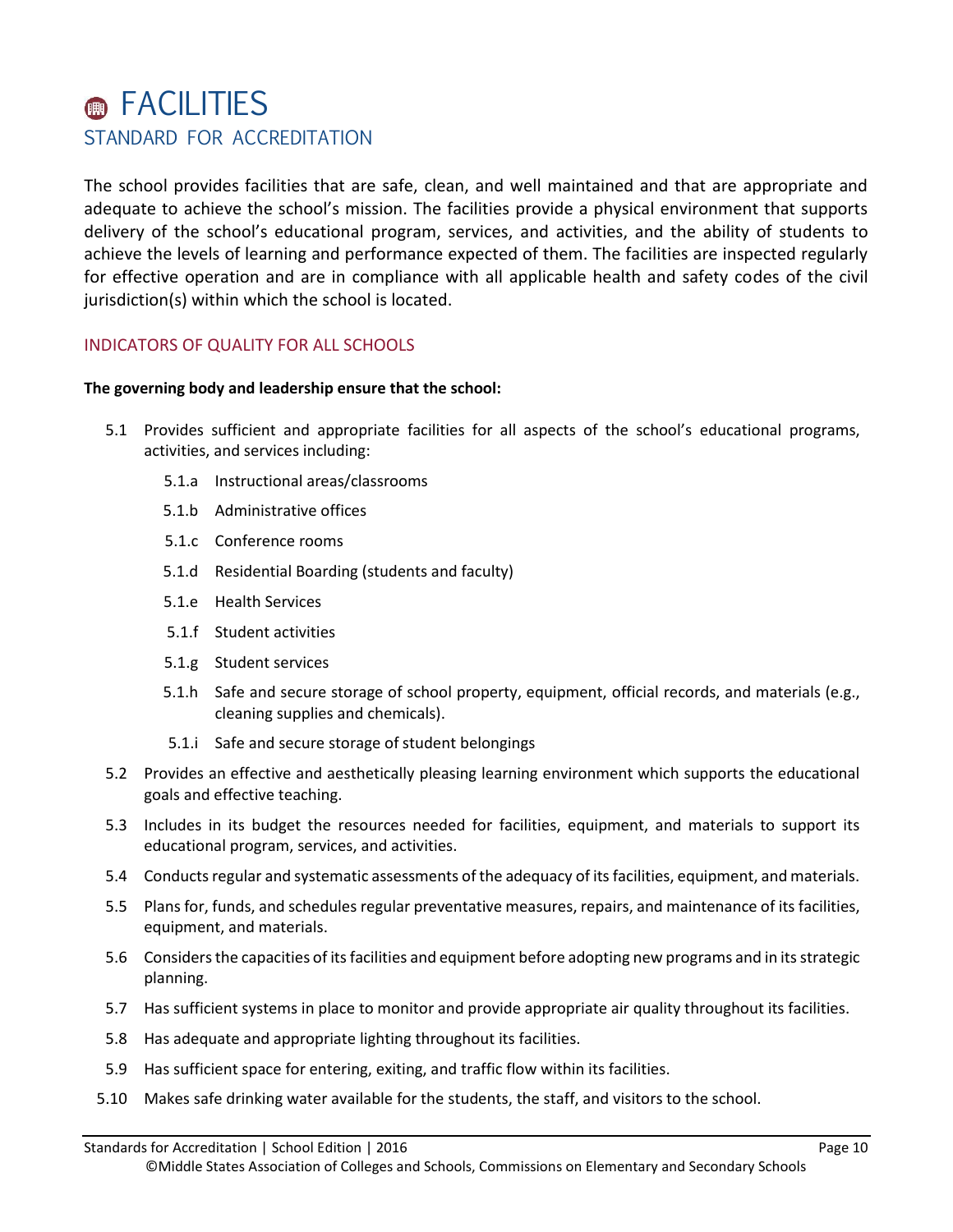# FACILITIES

## STANDARD FOR ACCREDITATION

The school provides facilities that are safe, clean, and well maintained and that are appropriate and adequate to achieve the school's mission. The facilities provide a physical environment that supports delivery of the school's educational program, services, and activities, and the ability of students to achieve the levels of learning and performance expected of them. The facilities are inspected regularly for effective operation and are in compliance with all applicable health and safety codes of the civil jurisdiction(s) within which the school is located.

### INDICATORS OF QUALITY FOR ALL SCHOOLS

**The governing body and leadership ensure that the school:**

- 5.1 Provides sufficient and appropriate facilities for all aspects of the school's educational programs, activities, and services including:
  - 5.1.a Instructional areas/classrooms
  - 5.1.b Administrative offices
  - 5.1.c Conference rooms
  - 5.1.d Residential Boarding (students and faculty)
  - 5.1.e Health Services
  - 5.1.f Student activities
  - 5.1.g Student services
  - 5.1.h Safe and secure storage of school property, equipment, official records, and materials (e.g., cleaning supplies and chemicals).
  - 5.1.i Safe and secure storage of student belongings
- 5.2 Provides an effective and aesthetically pleasing learning environment which supports the educational goals and effective teaching.
- 5.3 Includes in its budget the resources needed for facilities, equipment, and materials to support its educational program, services, and activities.
- 5.4 Conducts regular and systematic assessments of the adequacy of its facilities, equipment, and materials.
- 5.5 Plans for, funds, and schedules regular preventative measures, repairs, and maintenance of its facilities, equipment, and materials.
- 5.6 Considers the capacities of its facilities and equipment before adopting new programs and in its strategic planning.
- 5.7 Has sufficient systems in place to monitor and provide appropriate air quality throughout its facilities.
- 5.8 Has adequate and appropriate lighting throughout its facilities.
- 5.9 Has sufficient space for entering, exiting, and traffic flow within its facilities.
- 5.10 Makes safe drinking water available for the students, the staff, and visitors to the school.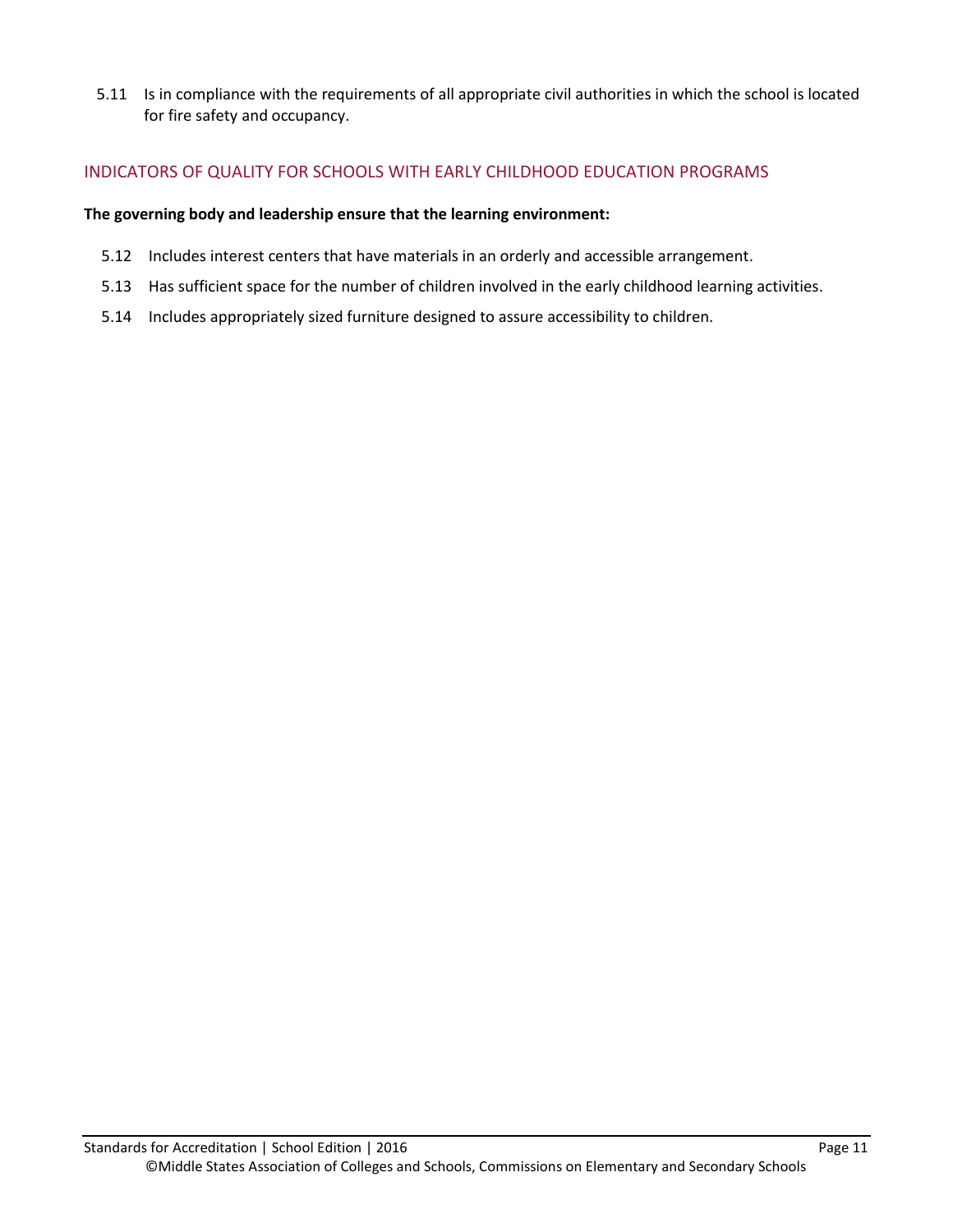5.11 Is in compliance with the requirements of all appropriate civil authorities in which the school is located for fire safety and occupancy.

## INDICATORS OF QUALITY FOR SCHOOLS WITH EARLY CHILDHOOD EDUCATION PROGRAMS

**The governing body and leadership ensure that the learning environment:**

5.12 Includes interest centers that have materials in an orderly and accessible arrangement.

5.13 Has sufficient space for the number of children involved in the early childhood learning activities.

5.14 Includes appropriately sized furniture designed to assure accessibility to children.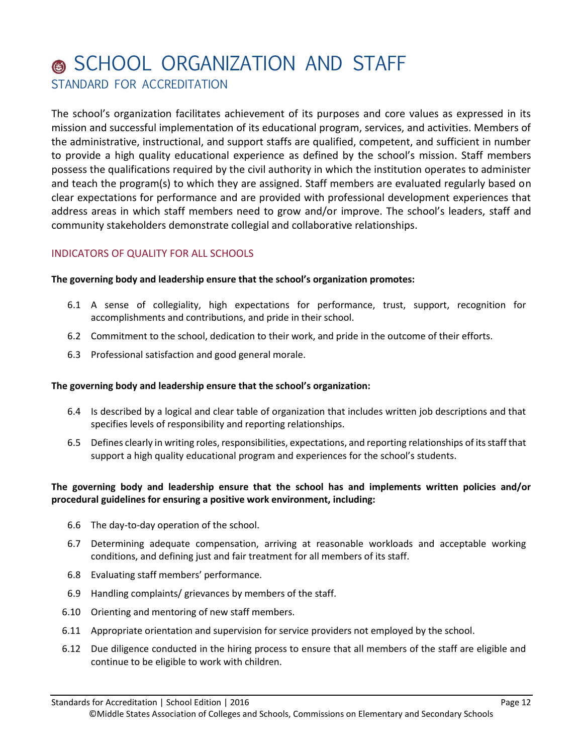# SCHOOL ORGANIZATION AND STAFF

## STANDARD FOR ACCREDITATION

The school's organization facilitates achievement of its purposes and core values as expressed in its mission and successful implementation of its educational program, services, and activities. Members of the administrative, instructional, and support staffs are qualified, competent, and sufficient in number to provide a high quality educational experience as defined by the school's mission. Staff members possess the qualifications required by the civil authority in which the institution operates to administer and teach the program(s) to which they are assigned. Staff members are evaluated regularly based on clear expectations for performance and are provided with professional development experiences that address areas in which staff members need to grow and/or improve. The school's leaders, staff and community stakeholders demonstrate collegial and collaborative relationships.

### INDICATORS OF QUALITY FOR ALL SCHOOLS

**The governing body and leadership ensure that the school's organization promotes:**

- 6.1 A sense of collegiality, high expectations for performance, trust, support, recognition for accomplishments and contributions, and pride in their school.
- 6.2 Commitment to the school, dedication to their work, and pride in the outcome of their efforts.
- 6.3 Professional satisfaction and good general morale.

**The governing body and leadership ensure that the school's organization:**

- 6.4 Is described by a logical and clear table of organization that includes written job descriptions and that specifies levels of responsibility and reporting relationships.
- 6.5 Defines clearly in writing roles, responsibilities, expectations, and reporting relationships of its staff that support a high quality educational program and experiences for the school's students.

**The governing body and leadership ensure that the school has and implements written policies and/or procedural guidelines for ensuring a positive work environment, including:**

- 6.6 The day-to-day operation of the school.
- 6.7 Determining adequate compensation, arriving at reasonable workloads and acceptable working conditions, and defining just and fair treatment for all members of its staff.
- 6.8 Evaluating staff members' performance.
- 6.9 Handling complaints/ grievances by members of the staff.
- 6.10 Orienting and mentoring of new staff members.
- 6.11 Appropriate orientation and supervision for service providers not employed by the school.
- 6.12 Due diligence conducted in the hiring process to ensure that all members of the staff are eligible and continue to be eligible to work with children.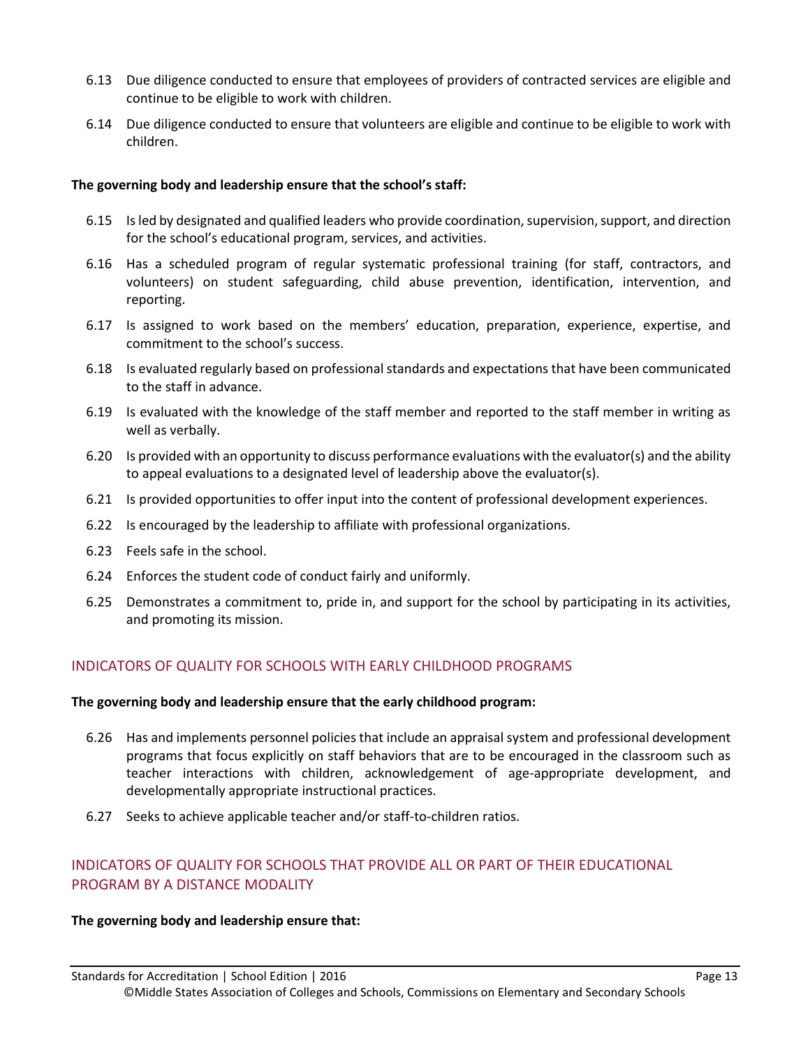6.13 Due diligence conducted to ensure that employees of providers of contracted services are eligible and continue to be eligible to work with children.

6.14 Due diligence conducted to ensure that volunteers are eligible and continue to be eligible to work with children.

**The governing body and leadership ensure that the school's staff:**

6.15 Is led by designated and qualified leaders who provide coordination, supervision, support, and direction for the school's educational program, services, and activities.

6.16 Has a scheduled program of regular systematic professional training (for staff, contractors, and volunteers) on student safeguarding, child abuse prevention, identification, intervention, and reporting.

6.17 Is assigned to work based on the members' education, preparation, experience, expertise, and commitment to the school's success.

6.18 Is evaluated regularly based on professional standards and expectations that have been communicated to the staff in advance.

6.19 Is evaluated with the knowledge of the staff member and reported to the staff member in writing as well as verbally.

6.20 Is provided with an opportunity to discuss performance evaluations with the evaluator(s) and the ability to appeal evaluations to a designated level of leadership above the evaluator(s).

6.21 Is provided opportunities to offer input into the content of professional development experiences.

6.22 Is encouraged by the leadership to affiliate with professional organizations.

6.23 Feels safe in the school.

6.24 Enforces the student code of conduct fairly and uniformly.

6.25 Demonstrates a commitment to, pride in, and support for the school by participating in its activities, and promoting its mission.

## INDICATORS OF QUALITY FOR SCHOOLS WITH EARLY CHILDHOOD PROGRAMS

**The governing body and leadership ensure that the early childhood program:**

6.26 Has and implements personnel policies that include an appraisal system and professional development programs that focus explicitly on staff behaviors that are to be encouraged in the classroom such as teacher interactions with children, acknowledgement of age-appropriate development, and developmentally appropriate instructional practices.

6.27 Seeks to achieve applicable teacher and/or staff-to-children ratios.

## INDICATORS OF QUALITY FOR SCHOOLS THAT PROVIDE ALL OR PART OF THEIR EDUCATIONAL PROGRAM BY A DISTANCE MODALITY

**The governing body and leadership ensure that:**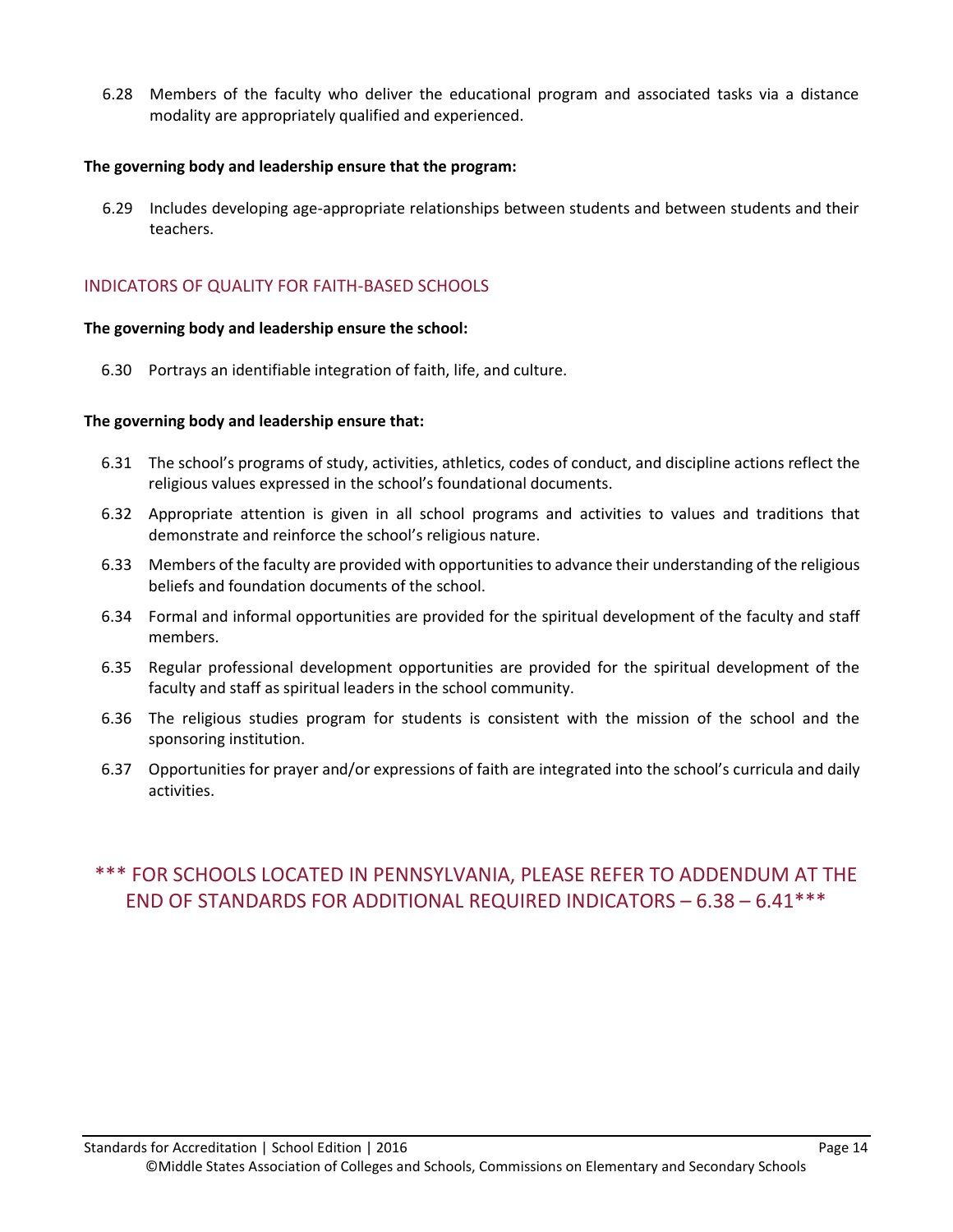6.28 Members of the faculty who deliver the educational program and associated tasks via a distance modality are appropriately qualified and experienced.

**The governing body and leadership ensure that the program:**

6.29 Includes developing age-appropriate relationships between students and between students and their teachers.

## INDICATORS OF QUALITY FOR FAITH-BASED SCHOOLS

**The governing body and leadership ensure the school:**

6.30 Portrays an identifiable integration of faith, life, and culture.

**The governing body and leadership ensure that:**

6.31 The school's programs of study, activities, athletics, codes of conduct, and discipline actions reflect the religious values expressed in the school's foundational documents.

6.32 Appropriate attention is given in all school programs and activities to values and traditions that demonstrate and reinforce the school's religious nature.

6.33 Members of the faculty are provided with opportunities to advance their understanding of the religious beliefs and foundation documents of the school.

6.34 Formal and informal opportunities are provided for the spiritual development of the faculty and staff members.

6.35 Regular professional development opportunities are provided for the spiritual development of the faculty and staff as spiritual leaders in the school community.

6.36 The religious studies program for students is consistent with the mission of the school and the sponsoring institution.

6.37 Opportunities for prayer and/or expressions of faith are integrated into the school's curricula and daily activities.

\*\*\* FOR SCHOOLS LOCATED IN PENNSYLVANIA, PLEASE REFER TO ADDENDUM AT THE END OF STANDARDS FOR ADDITIONAL REQUIRED INDICATORS – 6.38 – 6.41\*\*\*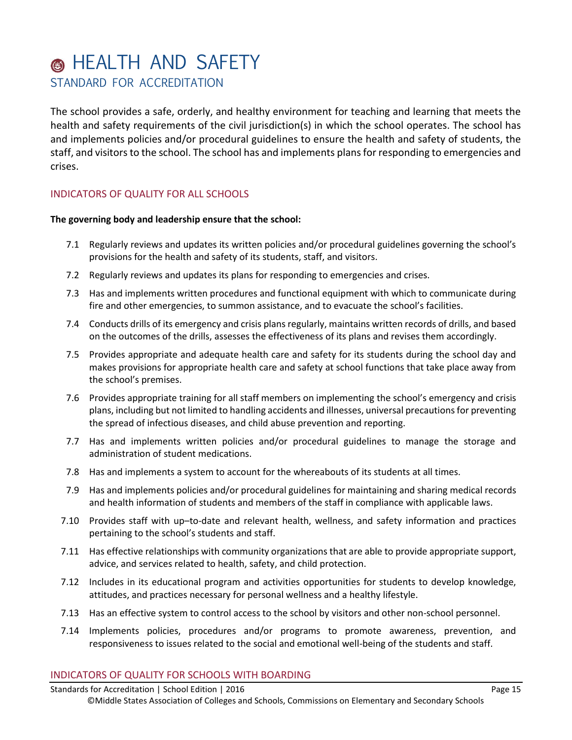# HEALTH AND SAFETY

## STANDARD FOR ACCREDITATION

The school provides a safe, orderly, and healthy environment for teaching and learning that meets the health and safety requirements of the civil jurisdiction(s) in which the school operates. The school has and implements policies and/or procedural guidelines to ensure the health and safety of students, the staff, and visitors to the school. The school has and implements plans for responding to emergencies and crises.

### INDICATORS OF QUALITY FOR ALL SCHOOLS

**The governing body and leadership ensure that the school:**

- 7.1 Regularly reviews and updates its written policies and/or procedural guidelines governing the school's provisions for the health and safety of its students, staff, and visitors.
- 7.2 Regularly reviews and updates its plans for responding to emergencies and crises.
- 7.3 Has and implements written procedures and functional equipment with which to communicate during fire and other emergencies, to summon assistance, and to evacuate the school's facilities.
- 7.4 Conducts drills of its emergency and crisis plans regularly, maintains written records of drills, and based on the outcomes of the drills, assesses the effectiveness of its plans and revises them accordingly.
- 7.5 Provides appropriate and adequate health care and safety for its students during the school day and makes provisions for appropriate health care and safety at school functions that take place away from the school's premises.
- 7.6 Provides appropriate training for all staff members on implementing the school's emergency and crisis plans, including but not limited to handling accidents and illnesses, universal precautions for preventing the spread of infectious diseases, and child abuse prevention and reporting.
- 7.7 Has and implements written policies and/or procedural guidelines to manage the storage and administration of student medications.
- 7.8 Has and implements a system to account for the whereabouts of its students at all times.
- 7.9 Has and implements policies and/or procedural guidelines for maintaining and sharing medical records and health information of students and members of the staff in compliance with applicable laws.
- 7.10 Provides staff with up–to-date and relevant health, wellness, and safety information and practices pertaining to the school's students and staff.
- 7.11 Has effective relationships with community organizations that are able to provide appropriate support, advice, and services related to health, safety, and child protection.
- 7.12 Includes in its educational program and activities opportunities for students to develop knowledge, attitudes, and practices necessary for personal wellness and a healthy lifestyle.
- 7.13 Has an effective system to control access to the school by visitors and other non-school personnel.
- 7.14 Implements policies, procedures and/or programs to promote awareness, prevention, and responsiveness to issues related to the social and emotional well-being of the students and staff.

### INDICATORS OF QUALITY FOR SCHOOLS WITH BOARDING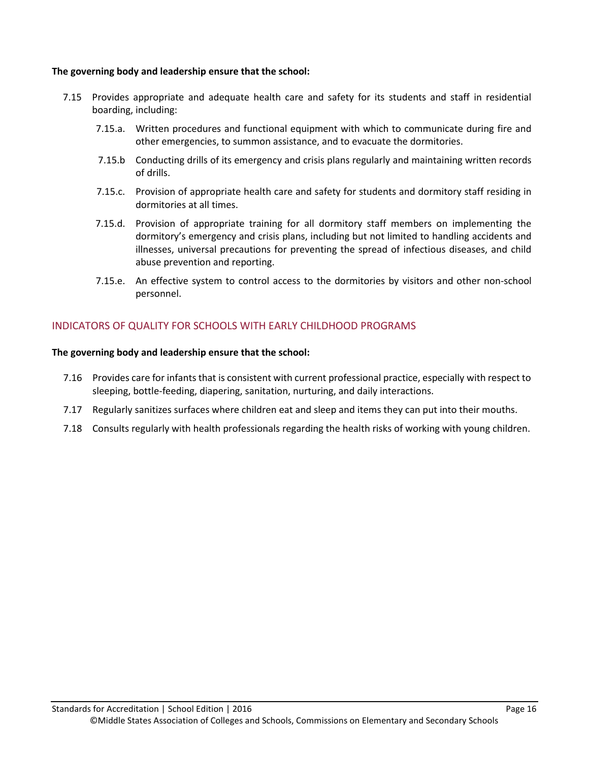**The governing body and leadership ensure that the school:**

7.15 Provides appropriate and adequate health care and safety for its students and staff in residential boarding, including:

- 7.15.a. Written procedures and functional equipment with which to communicate during fire and other emergencies, to summon assistance, and to evacuate the dormitories.
- 7.15.b Conducting drills of its emergency and crisis plans regularly and maintaining written records of drills.
- 7.15.c. Provision of appropriate health care and safety for students and dormitory staff residing in dormitories at all times.
- 7.15.d. Provision of appropriate training for all dormitory staff members on implementing the dormitory's emergency and crisis plans, including but not limited to handling accidents and illnesses, universal precautions for preventing the spread of infectious diseases, and child abuse prevention and reporting.
- 7.15.e. An effective system to control access to the dormitories by visitors and other non-school personnel.

## INDICATORS OF QUALITY FOR SCHOOLS WITH EARLY CHILDHOOD PROGRAMS

**The governing body and leadership ensure that the school:**

7.16 Provides care for infants that is consistent with current professional practice, especially with respect to sleeping, bottle-feeding, diapering, sanitation, nurturing, and daily interactions.

7.17 Regularly sanitizes surfaces where children eat and sleep and items they can put into their mouths.

7.18 Consults regularly with health professionals regarding the health risks of working with young children.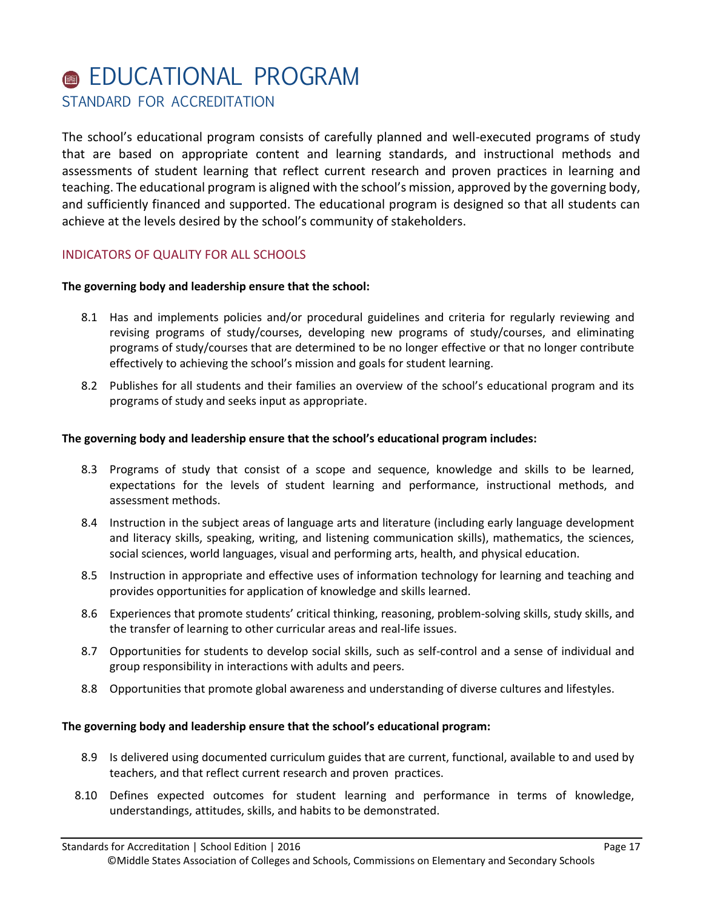# EDUCATIONAL PROGRAM

## STANDARD FOR ACCREDITATION

The school's educational program consists of carefully planned and well-executed programs of study that are based on appropriate content and learning standards, and instructional methods and assessments of student learning that reflect current research and proven practices in learning and teaching. The educational program is aligned with the school's mission, approved by the governing body, and sufficiently financed and supported. The educational program is designed so that all students can achieve at the levels desired by the school's community of stakeholders.

### INDICATORS OF QUALITY FOR ALL SCHOOLS

**The governing body and leadership ensure that the school:**

8.1 Has and implements policies and/or procedural guidelines and criteria for regularly reviewing and revising programs of study/courses, developing new programs of study/courses, and eliminating programs of study/courses that are determined to be no longer effective or that no longer contribute effectively to achieving the school's mission and goals for student learning.

8.2 Publishes for all students and their families an overview of the school's educational program and its programs of study and seeks input as appropriate.

**The governing body and leadership ensure that the school's educational program includes:**

8.3 Programs of study that consist of a scope and sequence, knowledge and skills to be learned, expectations for the levels of student learning and performance, instructional methods, and assessment methods.

8.4 Instruction in the subject areas of language arts and literature (including early language development and literacy skills, speaking, writing, and listening communication skills), mathematics, the sciences, social sciences, world languages, visual and performing arts, health, and physical education.

8.5 Instruction in appropriate and effective uses of information technology for learning and teaching and provides opportunities for application of knowledge and skills learned.

8.6 Experiences that promote students' critical thinking, reasoning, problem-solving skills, study skills, and the transfer of learning to other curricular areas and real-life issues.

8.7 Opportunities for students to develop social skills, such as self-control and a sense of individual and group responsibility in interactions with adults and peers.

8.8 Opportunities that promote global awareness and understanding of diverse cultures and lifestyles.

**The governing body and leadership ensure that the school's educational program:**

8.9 Is delivered using documented curriculum guides that are current, functional, available to and used by teachers, and that reflect current research and proven practices.

8.10 Defines expected outcomes for student learning and performance in terms of knowledge, understandings, attitudes, skills, and habits to be demonstrated.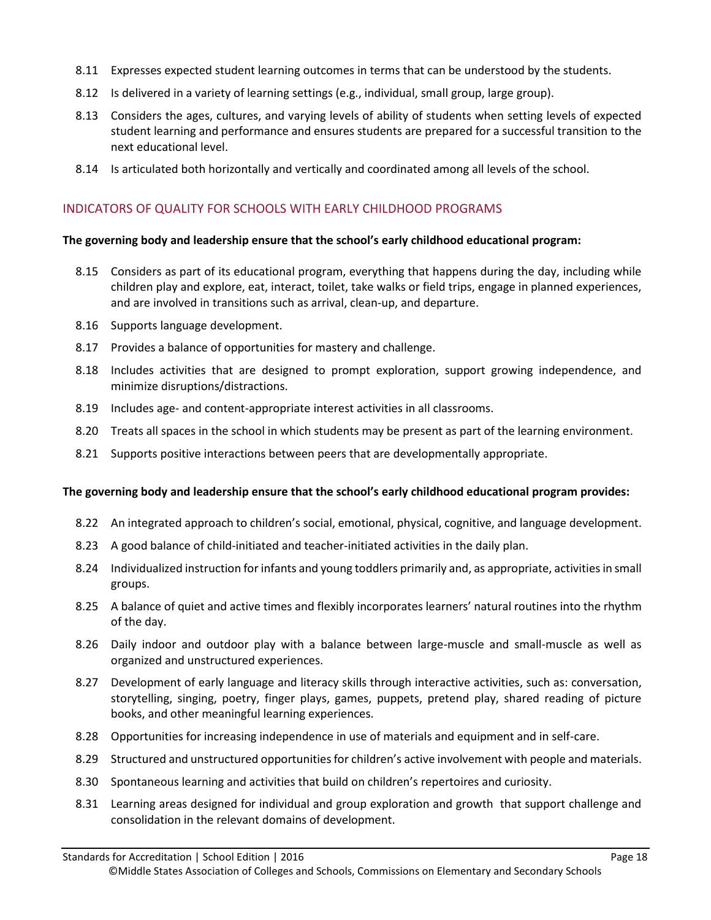8.11 Expresses expected student learning outcomes in terms that can be understood by the students.

8.12 Is delivered in a variety of learning settings (e.g., individual, small group, large group).

8.13 Considers the ages, cultures, and varying levels of ability of students when setting levels of expected student learning and performance and ensures students are prepared for a successful transition to the next educational level.

8.14 Is articulated both horizontally and vertically and coordinated among all levels of the school.

## INDICATORS OF QUALITY FOR SCHOOLS WITH EARLY CHILDHOOD PROGRAMS

**The governing body and leadership ensure that the school's early childhood educational program:**

8.15 Considers as part of its educational program, everything that happens during the day, including while children play and explore, eat, interact, toilet, take walks or field trips, engage in planned experiences, and are involved in transitions such as arrival, clean-up, and departure.

8.16 Supports language development.

8.17 Provides a balance of opportunities for mastery and challenge.

8.18 Includes activities that are designed to prompt exploration, support growing independence, and minimize disruptions/distractions.

8.19 Includes age- and content-appropriate interest activities in all classrooms.

8.20 Treats all spaces in the school in which students may be present as part of the learning environment.

8.21 Supports positive interactions between peers that are developmentally appropriate.

**The governing body and leadership ensure that the school's early childhood educational program provides:**

8.22 An integrated approach to children's social, emotional, physical, cognitive, and language development.

8.23 A good balance of child-initiated and teacher-initiated activities in the daily plan.

8.24 Individualized instruction for infants and young toddlers primarily and, as appropriate, activities in small groups.

8.25 A balance of quiet and active times and flexibly incorporates learners' natural routines into the rhythm of the day.

8.26 Daily indoor and outdoor play with a balance between large-muscle and small-muscle as well as organized and unstructured experiences.

8.27 Development of early language and literacy skills through interactive activities, such as: conversation, storytelling, singing, poetry, finger plays, games, puppets, pretend play, shared reading of picture books, and other meaningful learning experiences.

8.28 Opportunities for increasing independence in use of materials and equipment and in self-care.

8.29 Structured and unstructured opportunities for children's active involvement with people and materials.

8.30 Spontaneous learning and activities that build on children's repertoires and curiosity.

8.31 Learning areas designed for individual and group exploration and growth that support challenge and consolidation in the relevant domains of development.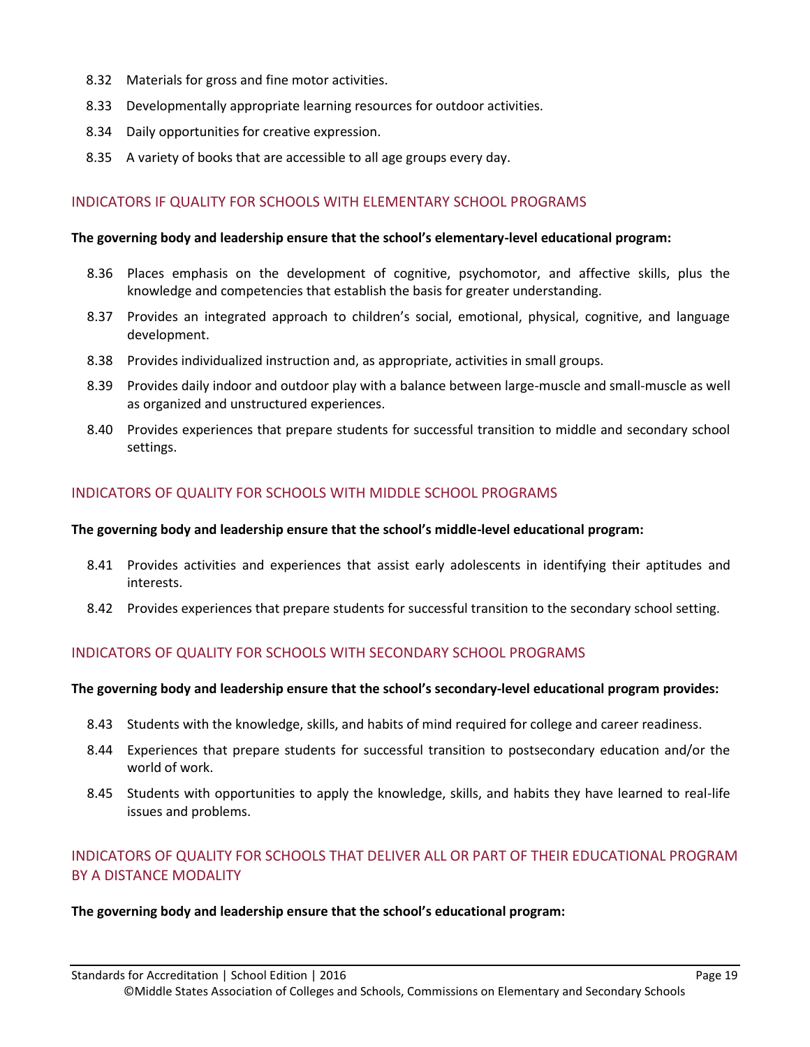8.32 Materials for gross and fine motor activities.

8.33 Developmentally appropriate learning resources for outdoor activities.

8.34 Daily opportunities for creative expression.

8.35 A variety of books that are accessible to all age groups every day.

## INDICATORS IF QUALITY FOR SCHOOLS WITH ELEMENTARY SCHOOL PROGRAMS

**The governing body and leadership ensure that the school's elementary-level educational program:**

8.36 Places emphasis on the development of cognitive, psychomotor, and affective skills, plus the knowledge and competencies that establish the basis for greater understanding.

8.37 Provides an integrated approach to children's social, emotional, physical, cognitive, and language development.

8.38 Provides individualized instruction and, as appropriate, activities in small groups.

8.39 Provides daily indoor and outdoor play with a balance between large-muscle and small-muscle as well as organized and unstructured experiences.

8.40 Provides experiences that prepare students for successful transition to middle and secondary school settings.

## INDICATORS OF QUALITY FOR SCHOOLS WITH MIDDLE SCHOOL PROGRAMS

**The governing body and leadership ensure that the school's middle-level educational program:**

8.41 Provides activities and experiences that assist early adolescents in identifying their aptitudes and interests.

8.42 Provides experiences that prepare students for successful transition to the secondary school setting.

## INDICATORS OF QUALITY FOR SCHOOLS WITH SECONDARY SCHOOL PROGRAMS

**The governing body and leadership ensure that the school's secondary-level educational program provides:**

8.43 Students with the knowledge, skills, and habits of mind required for college and career readiness.

8.44 Experiences that prepare students for successful transition to postsecondary education and/or the world of work.

8.45 Students with opportunities to apply the knowledge, skills, and habits they have learned to real-life issues and problems.

## INDICATORS OF QUALITY FOR SCHOOLS THAT DELIVER ALL OR PART OF THEIR EDUCATIONAL PROGRAM BY A DISTANCE MODALITY

**The governing body and leadership ensure that the school's educational program:**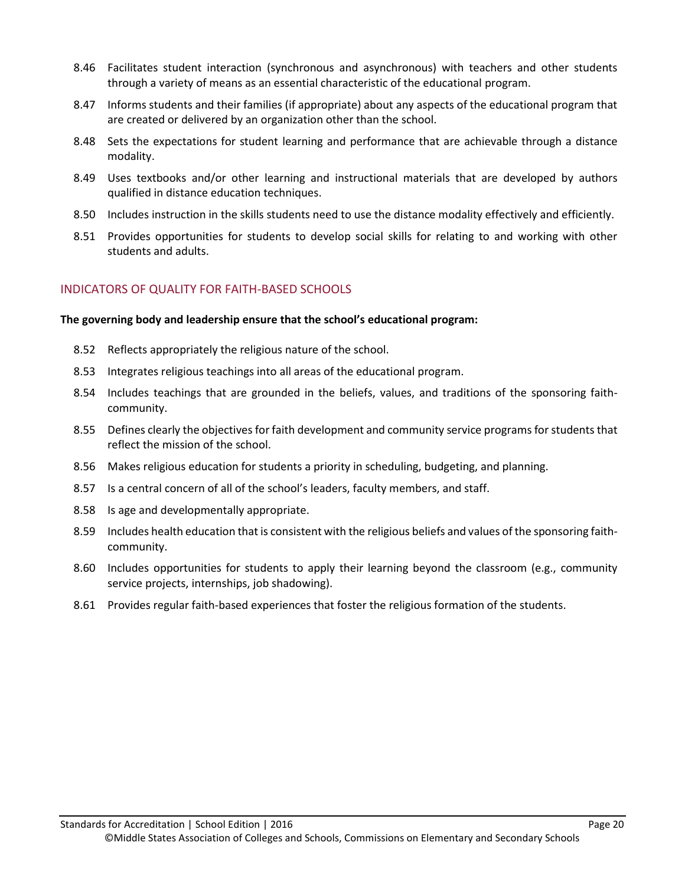8.46 Facilitates student interaction (synchronous and asynchronous) with teachers and other students through a variety of means as an essential characteristic of the educational program.

8.47 Informs students and their families (if appropriate) about any aspects of the educational program that are created or delivered by an organization other than the school.

8.48 Sets the expectations for student learning and performance that are achievable through a distance modality.

8.49 Uses textbooks and/or other learning and instructional materials that are developed by authors qualified in distance education techniques.

8.50 Includes instruction in the skills students need to use the distance modality effectively and efficiently.

8.51 Provides opportunities for students to develop social skills for relating to and working with other students and adults.

## INDICATORS OF QUALITY FOR FAITH-BASED SCHOOLS

**The governing body and leadership ensure that the school's educational program:**

8.52 Reflects appropriately the religious nature of the school.

8.53 Integrates religious teachings into all areas of the educational program.

8.54 Includes teachings that are grounded in the beliefs, values, and traditions of the sponsoring faith-community.

8.55 Defines clearly the objectives for faith development and community service programs for students that reflect the mission of the school.

8.56 Makes religious education for students a priority in scheduling, budgeting, and planning.

8.57 Is a central concern of all of the school's leaders, faculty members, and staff.

8.58 Is age and developmentally appropriate.

8.59 Includes health education that is consistent with the religious beliefs and values of the sponsoring faith-community.

8.60 Includes opportunities for students to apply their learning beyond the classroom (e.g., community service projects, internships, job shadowing).

8.61 Provides regular faith-based experiences that foster the religious formation of the students.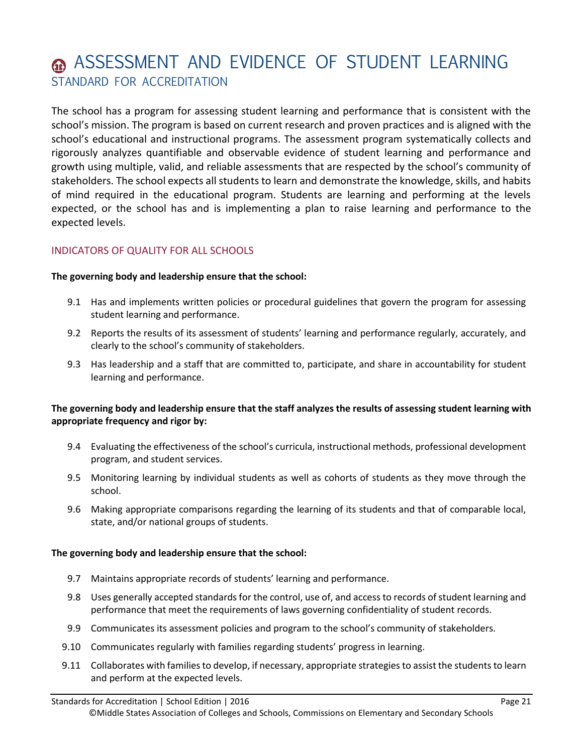# ASSESSMENT AND EVIDENCE OF STUDENT LEARNING

## STANDARD FOR ACCREDITATION

The school has a program for assessing student learning and performance that is consistent with the school's mission. The program is based on current research and proven practices and is aligned with the school's educational and instructional programs. The assessment program systematically collects and rigorously analyzes quantifiable and observable evidence of student learning and performance and growth using multiple, valid, and reliable assessments that are respected by the school's community of stakeholders. The school expects all students to learn and demonstrate the knowledge, skills, and habits of mind required in the educational program. Students are learning and performing at the levels expected, or the school has and is implementing a plan to raise learning and performance to the expected levels.

### INDICATORS OF QUALITY FOR ALL SCHOOLS

**The governing body and leadership ensure that the school:**

- 9.1 Has and implements written policies or procedural guidelines that govern the program for assessing student learning and performance.
- 9.2 Reports the results of its assessment of students' learning and performance regularly, accurately, and clearly to the school's community of stakeholders.
- 9.3 Has leadership and a staff that are committed to, participate, and share in accountability for student learning and performance.

**The governing body and leadership ensure that the staff analyzes the results of assessing student learning with appropriate frequency and rigor by:**

- 9.4 Evaluating the effectiveness of the school's curricula, instructional methods, professional development program, and student services.
- 9.5 Monitoring learning by individual students as well as cohorts of students as they move through the school.
- 9.6 Making appropriate comparisons regarding the learning of its students and that of comparable local, state, and/or national groups of students.

**The governing body and leadership ensure that the school:**

- 9.7 Maintains appropriate records of students' learning and performance.
- 9.8 Uses generally accepted standards for the control, use of, and access to records of student learning and performance that meet the requirements of laws governing confidentiality of student records.
- 9.9 Communicates its assessment policies and program to the school's community of stakeholders.
- 9.10 Communicates regularly with families regarding students' progress in learning.
- 9.11 Collaborates with families to develop, if necessary, appropriate strategies to assist the students to learn and perform at the expected levels.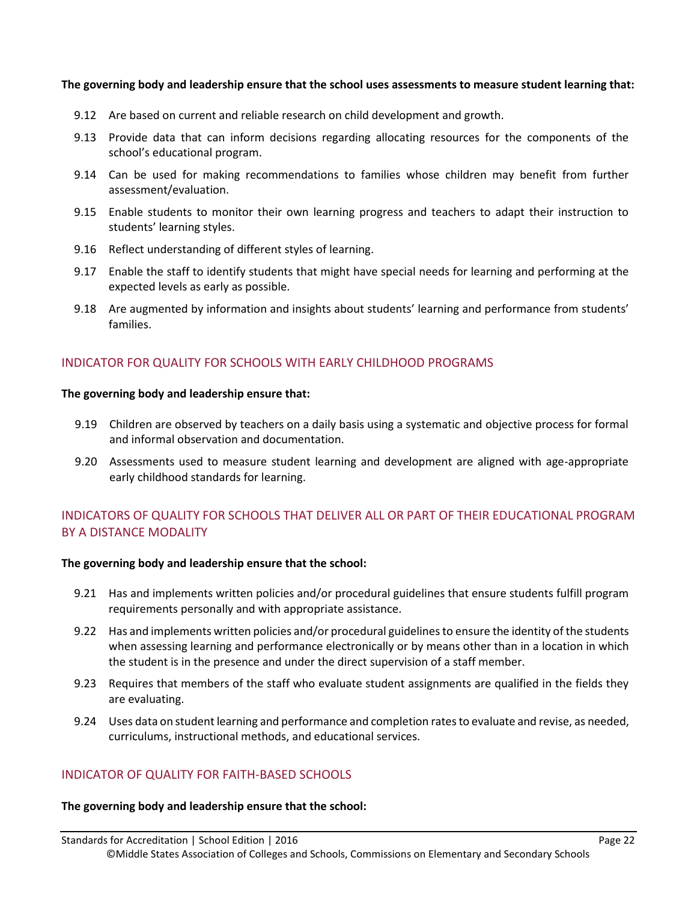**The governing body and leadership ensure that the school uses assessments to measure student learning that:**

9.12 Are based on current and reliable research on child development and growth.

9.13 Provide data that can inform decisions regarding allocating resources for the components of the school's educational program.

9.14 Can be used for making recommendations to families whose children may benefit from further assessment/evaluation.

9.15 Enable students to monitor their own learning progress and teachers to adapt their instruction to students' learning styles.

9.16 Reflect understanding of different styles of learning.

9.17 Enable the staff to identify students that might have special needs for learning and performing at the expected levels as early as possible.

9.18 Are augmented by information and insights about students' learning and performance from students' families.

## INDICATOR FOR QUALITY FOR SCHOOLS WITH EARLY CHILDHOOD PROGRAMS

**The governing body and leadership ensure that:**

9.19 Children are observed by teachers on a daily basis using a systematic and objective process for formal and informal observation and documentation.

9.20 Assessments used to measure student learning and development are aligned with age-appropriate early childhood standards for learning.

## INDICATORS OF QUALITY FOR SCHOOLS THAT DELIVER ALL OR PART OF THEIR EDUCATIONAL PROGRAM BY A DISTANCE MODALITY

**The governing body and leadership ensure that the school:**

9.21 Has and implements written policies and/or procedural guidelines that ensure students fulfill program requirements personally and with appropriate assistance.

9.22 Has and implements written policies and/or procedural guidelines to ensure the identity of the students when assessing learning and performance electronically or by means other than in a location in which the student is in the presence and under the direct supervision of a staff member.

9.23 Requires that members of the staff who evaluate student assignments are qualified in the fields they are evaluating.

9.24 Uses data on student learning and performance and completion rates to evaluate and revise, as needed, curriculums, instructional methods, and educational services.

## INDICATOR OF QUALITY FOR FAITH-BASED SCHOOLS

**The governing body and leadership ensure that the school:**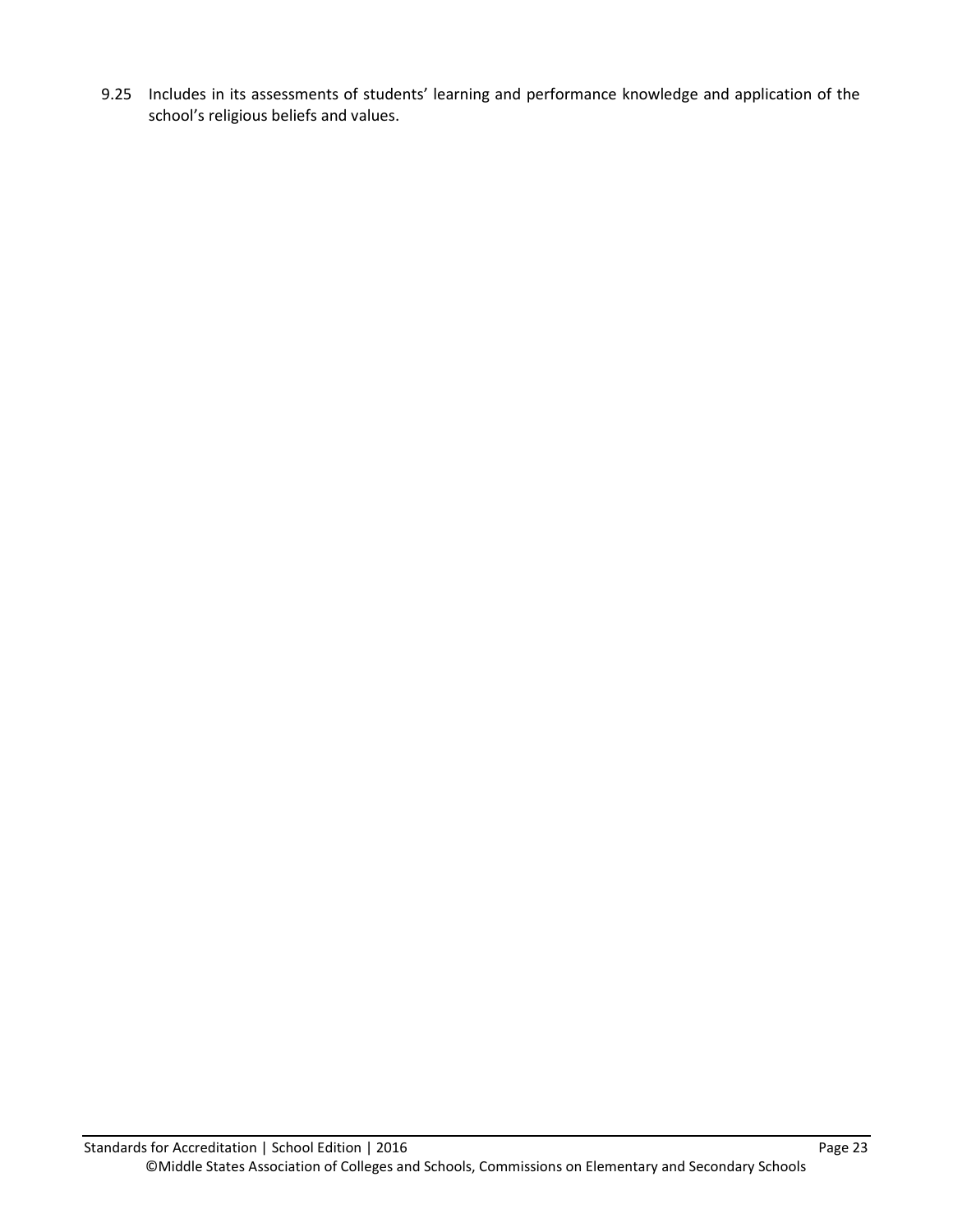9.25 Includes in its assessments of students' learning and performance knowledge and application of the school's religious beliefs and values.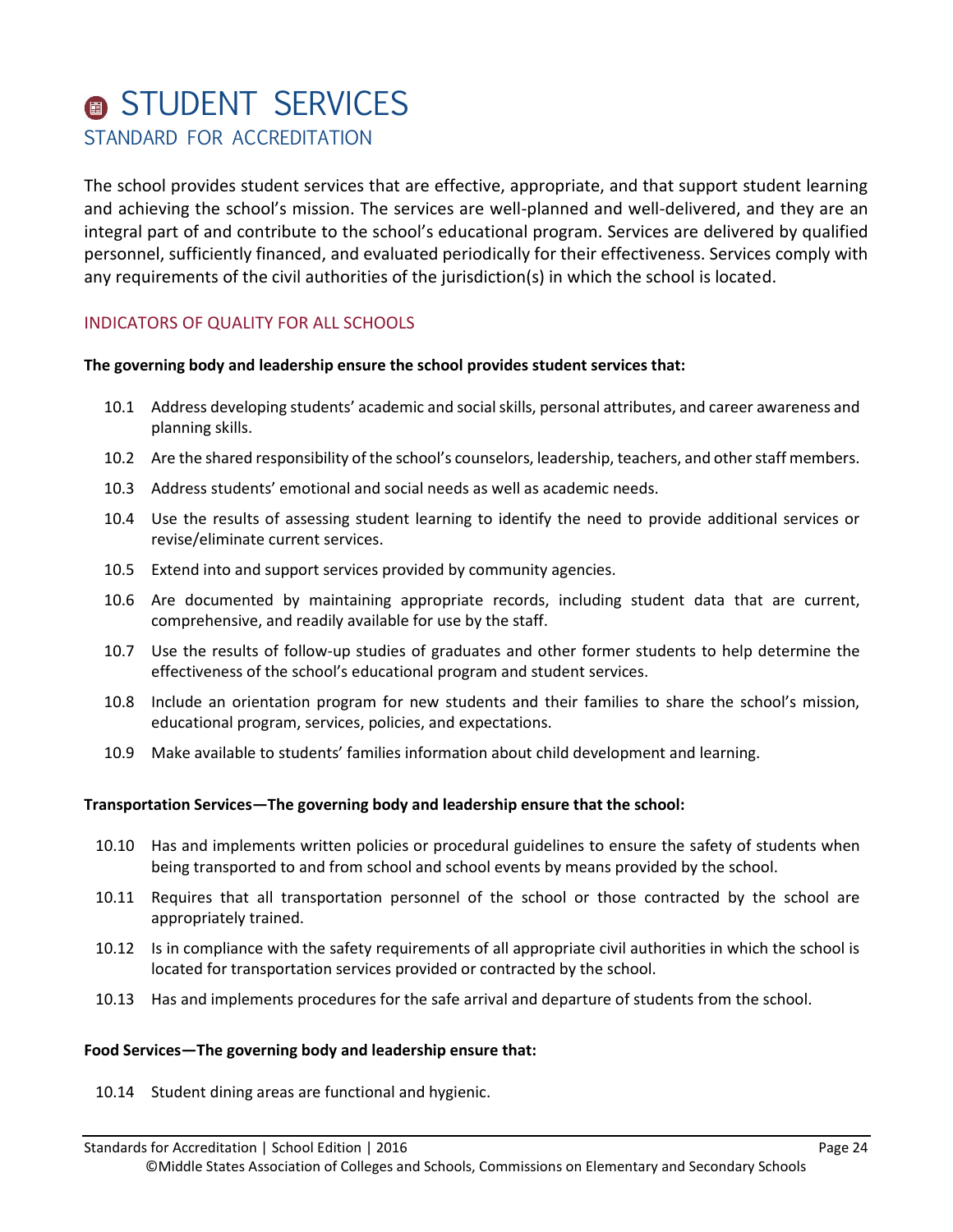# STUDENT SERVICES

## STANDARD FOR ACCREDITATION

The school provides student services that are effective, appropriate, and that support student learning and achieving the school's mission. The services are well-planned and well-delivered, and they are an integral part of and contribute to the school's educational program. Services are delivered by qualified personnel, sufficiently financed, and evaluated periodically for their effectiveness. Services comply with any requirements of the civil authorities of the jurisdiction(s) in which the school is located.

### INDICATORS OF QUALITY FOR ALL SCHOOLS

**The governing body and leadership ensure the school provides student services that:**

10.1 Address developing students' academic and social skills, personal attributes, and career awareness and planning skills.

10.2 Are the shared responsibility of the school's counselors, leadership, teachers, and other staff members.

10.3 Address students' emotional and social needs as well as academic needs.

10.4 Use the results of assessing student learning to identify the need to provide additional services or revise/eliminate current services.

10.5 Extend into and support services provided by community agencies.

10.6 Are documented by maintaining appropriate records, including student data that are current, comprehensive, and readily available for use by the staff.

10.7 Use the results of follow-up studies of graduates and other former students to help determine the effectiveness of the school's educational program and student services.

10.8 Include an orientation program for new students and their families to share the school's mission, educational program, services, policies, and expectations.

10.9 Make available to students' families information about child development and learning.

**Transportation Services—The governing body and leadership ensure that the school:**

10.10 Has and implements written policies or procedural guidelines to ensure the safety of students when being transported to and from school and school events by means provided by the school.

10.11 Requires that all transportation personnel of the school or those contracted by the school are appropriately trained.

10.12 Is in compliance with the safety requirements of all appropriate civil authorities in which the school is located for transportation services provided or contracted by the school.

10.13 Has and implements procedures for the safe arrival and departure of students from the school.

**Food Services—The governing body and leadership ensure that:**

10.14 Student dining areas are functional and hygienic.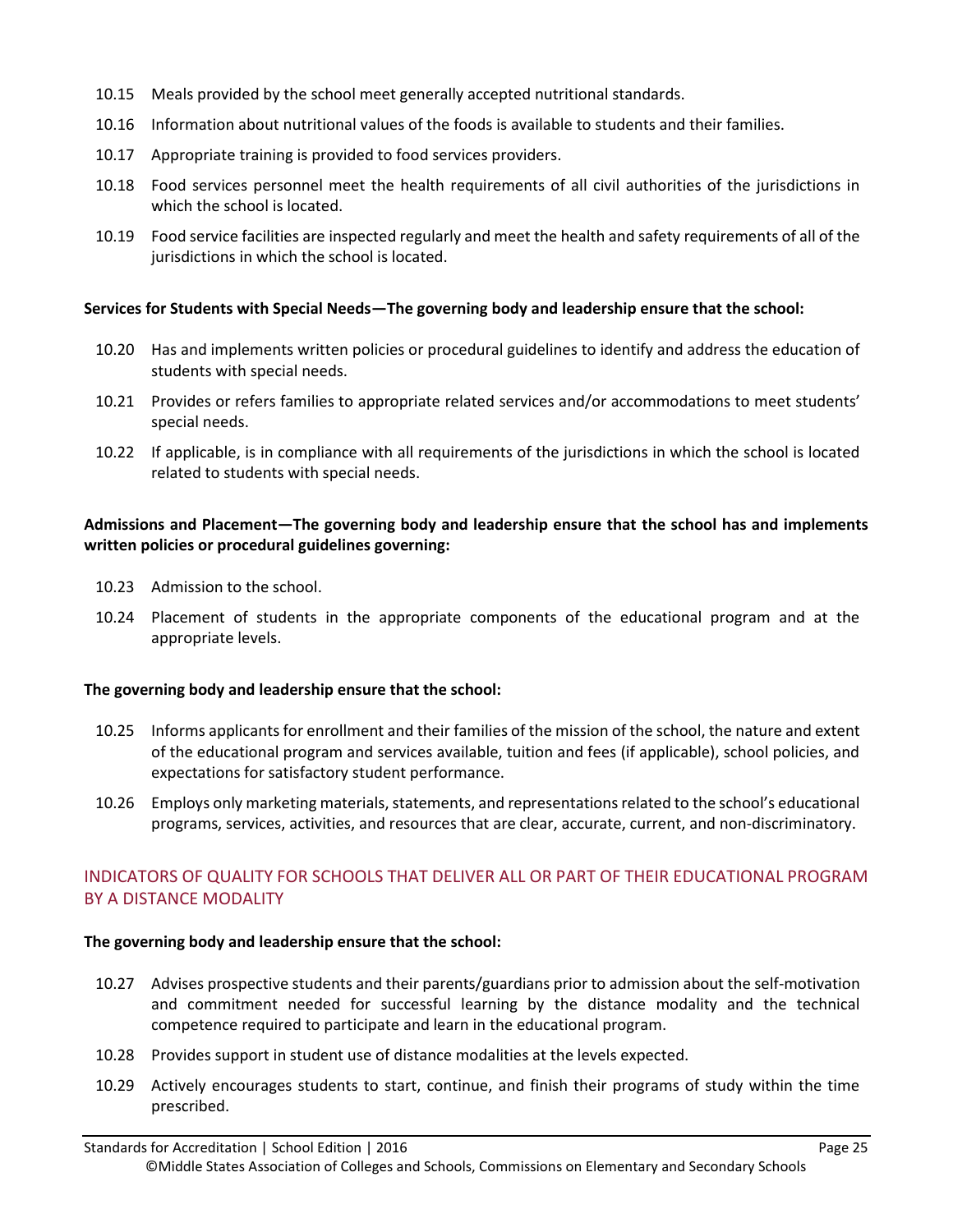10.15 Meals provided by the school meet generally accepted nutritional standards.

10.16 Information about nutritional values of the foods is available to students and their families.

10.17 Appropriate training is provided to food services providers.

10.18 Food services personnel meet the health requirements of all civil authorities of the jurisdictions in which the school is located.

10.19 Food service facilities are inspected regularly and meet the health and safety requirements of all of the jurisdictions in which the school is located.

**Services for Students with Special Needs—The governing body and leadership ensure that the school:**

10.20 Has and implements written policies or procedural guidelines to identify and address the education of students with special needs.

10.21 Provides or refers families to appropriate related services and/or accommodations to meet students' special needs.

10.22 If applicable, is in compliance with all requirements of the jurisdictions in which the school is located related to students with special needs.

**Admissions and Placement—The governing body and leadership ensure that the school has and implements written policies or procedural guidelines governing:**

10.23 Admission to the school.

10.24 Placement of students in the appropriate components of the educational program and at the appropriate levels.

**The governing body and leadership ensure that the school:**

10.25 Informs applicants for enrollment and their families of the mission of the school, the nature and extent of the educational program and services available, tuition and fees (if applicable), school policies, and expectations for satisfactory student performance.

10.26 Employs only marketing materials, statements, and representations related to the school's educational programs, services, activities, and resources that are clear, accurate, current, and non-discriminatory.

## INDICATORS OF QUALITY FOR SCHOOLS THAT DELIVER ALL OR PART OF THEIR EDUCATIONAL PROGRAM BY A DISTANCE MODALITY

**The governing body and leadership ensure that the school:**

10.27 Advises prospective students and their parents/guardians prior to admission about the self-motivation and commitment needed for successful learning by the distance modality and the technical competence required to participate and learn in the educational program.

10.28 Provides support in student use of distance modalities at the levels expected.

10.29 Actively encourages students to start, continue, and finish their programs of study within the time prescribed.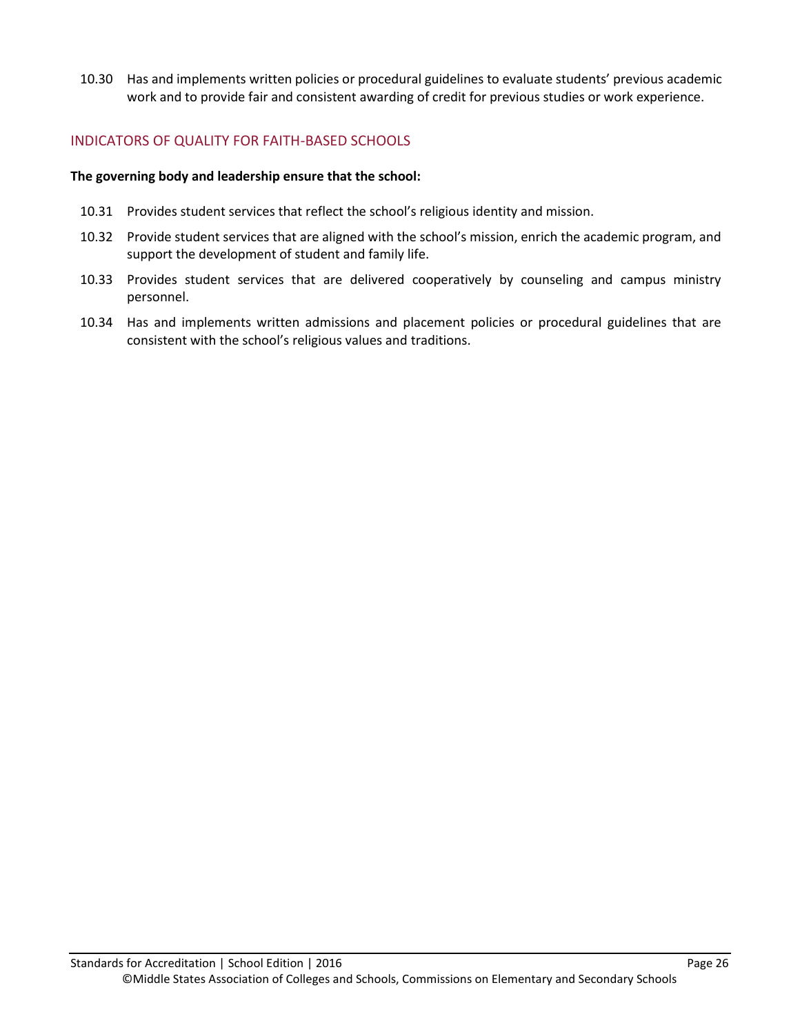10.30 Has and implements written policies or procedural guidelines to evaluate students' previous academic work and to provide fair and consistent awarding of credit for previous studies or work experience.

## INDICATORS OF QUALITY FOR FAITH-BASED SCHOOLS

**The governing body and leadership ensure that the school:**

10.31 Provides student services that reflect the school's religious identity and mission.

10.32 Provide student services that are aligned with the school's mission, enrich the academic program, and support the development of student and family life.

10.33 Provides student services that are delivered cooperatively by counseling and campus ministry personnel.

10.34 Has and implements written admissions and placement policies or procedural guidelines that are consistent with the school's religious values and traditions.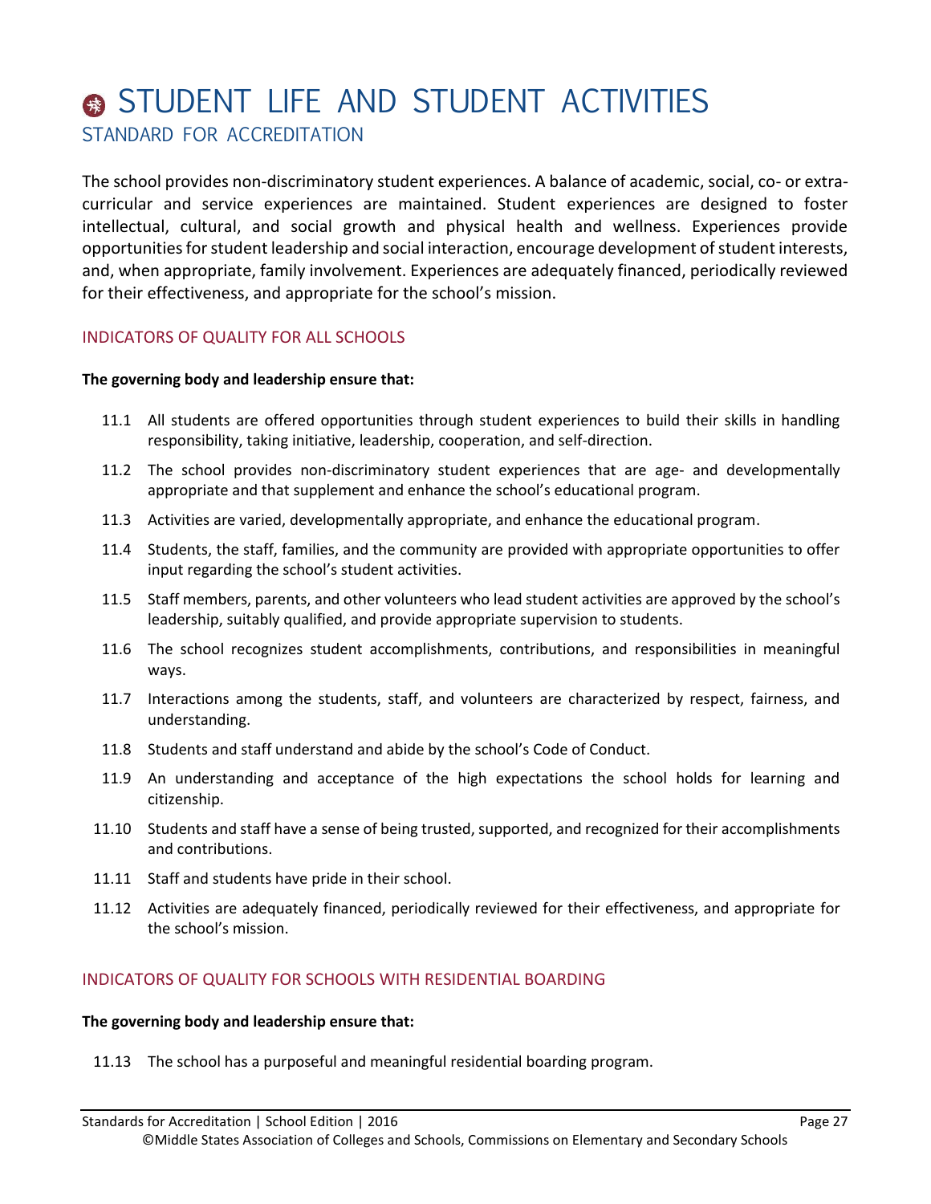# STUDENT LIFE AND STUDENT ACTIVITIES

## STANDARD FOR ACCREDITATION

The school provides non-discriminatory student experiences. A balance of academic, social, co- or extra-curricular and service experiences are maintained. Student experiences are designed to foster intellectual, cultural, and social growth and physical health and wellness. Experiences provide opportunities for student leadership and social interaction, encourage development of student interests, and, when appropriate, family involvement. Experiences are adequately financed, periodically reviewed for their effectiveness, and appropriate for the school's mission.

### INDICATORS OF QUALITY FOR ALL SCHOOLS

**The governing body and leadership ensure that:**

11.1 All students are offered opportunities through student experiences to build their skills in handling responsibility, taking initiative, leadership, cooperation, and self-direction.

11.2 The school provides non-discriminatory student experiences that are age- and developmentally appropriate and that supplement and enhance the school's educational program.

11.3 Activities are varied, developmentally appropriate, and enhance the educational program.

11.4 Students, the staff, families, and the community are provided with appropriate opportunities to offer input regarding the school's student activities.

11.5 Staff members, parents, and other volunteers who lead student activities are approved by the school's leadership, suitably qualified, and provide appropriate supervision to students.

11.6 The school recognizes student accomplishments, contributions, and responsibilities in meaningful ways.

11.7 Interactions among the students, staff, and volunteers are characterized by respect, fairness, and understanding.

11.8 Students and staff understand and abide by the school's Code of Conduct.

11.9 An understanding and acceptance of the high expectations the school holds for learning and citizenship.

11.10 Students and staff have a sense of being trusted, supported, and recognized for their accomplishments and contributions.

11.11 Staff and students have pride in their school.

11.12 Activities are adequately financed, periodically reviewed for their effectiveness, and appropriate for the school's mission.

### INDICATORS OF QUALITY FOR SCHOOLS WITH RESIDENTIAL BOARDING

**The governing body and leadership ensure that:**

11.13 The school has a purposeful and meaningful residential boarding program.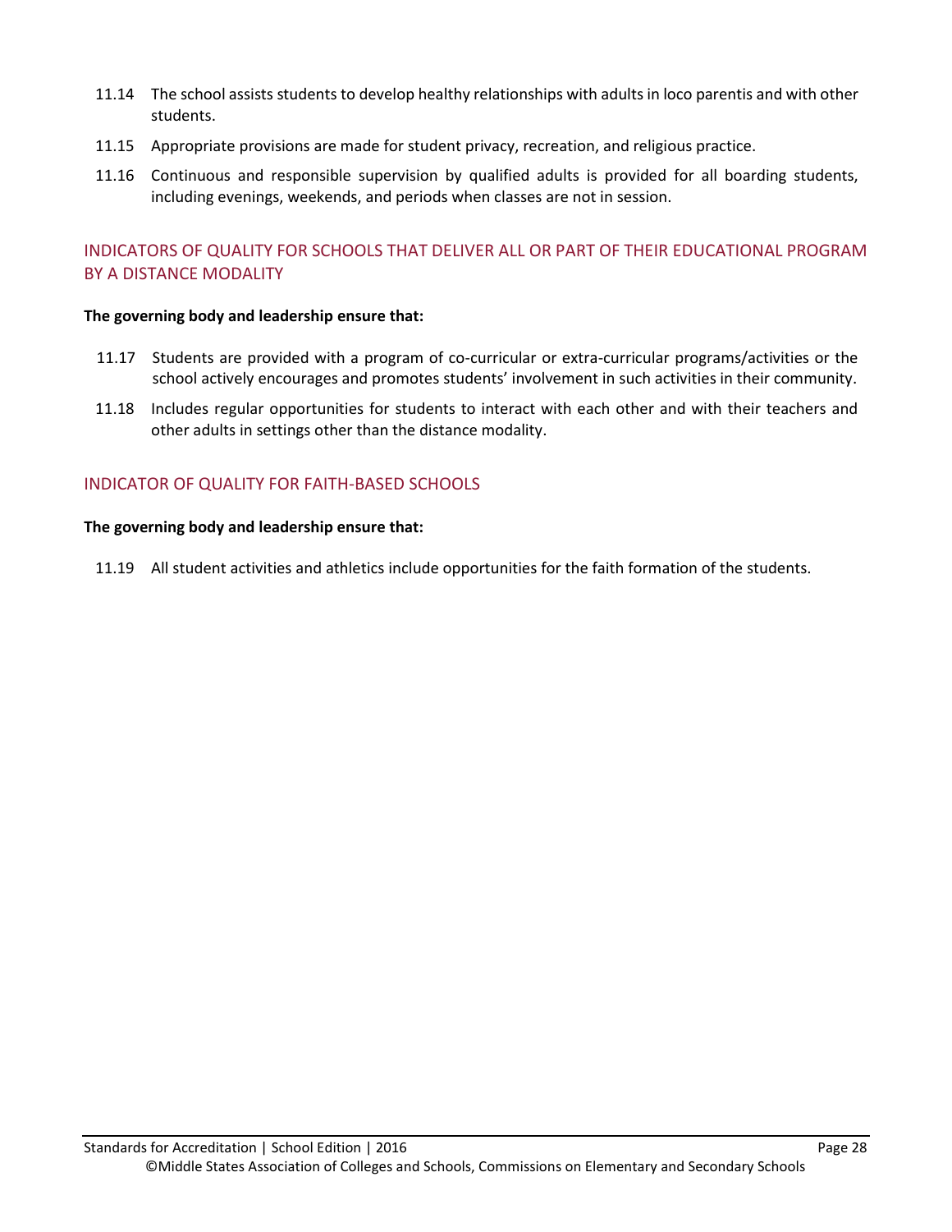11.14 The school assists students to develop healthy relationships with adults in loco parentis and with other students.

11.15 Appropriate provisions are made for student privacy, recreation, and religious practice.

11.16 Continuous and responsible supervision by qualified adults is provided for all boarding students, including evenings, weekends, and periods when classes are not in session.

## INDICATORS OF QUALITY FOR SCHOOLS THAT DELIVER ALL OR PART OF THEIR EDUCATIONAL PROGRAM BY A DISTANCE MODALITY

**The governing body and leadership ensure that:**

11.17 Students are provided with a program of co-curricular or extra-curricular programs/activities or the school actively encourages and promotes students' involvement in such activities in their community.

11.18 Includes regular opportunities for students to interact with each other and with their teachers and other adults in settings other than the distance modality.

## INDICATOR OF QUALITY FOR FAITH-BASED SCHOOLS

**The governing body and leadership ensure that:**

11.19 All student activities and athletics include opportunities for the faith formation of the students.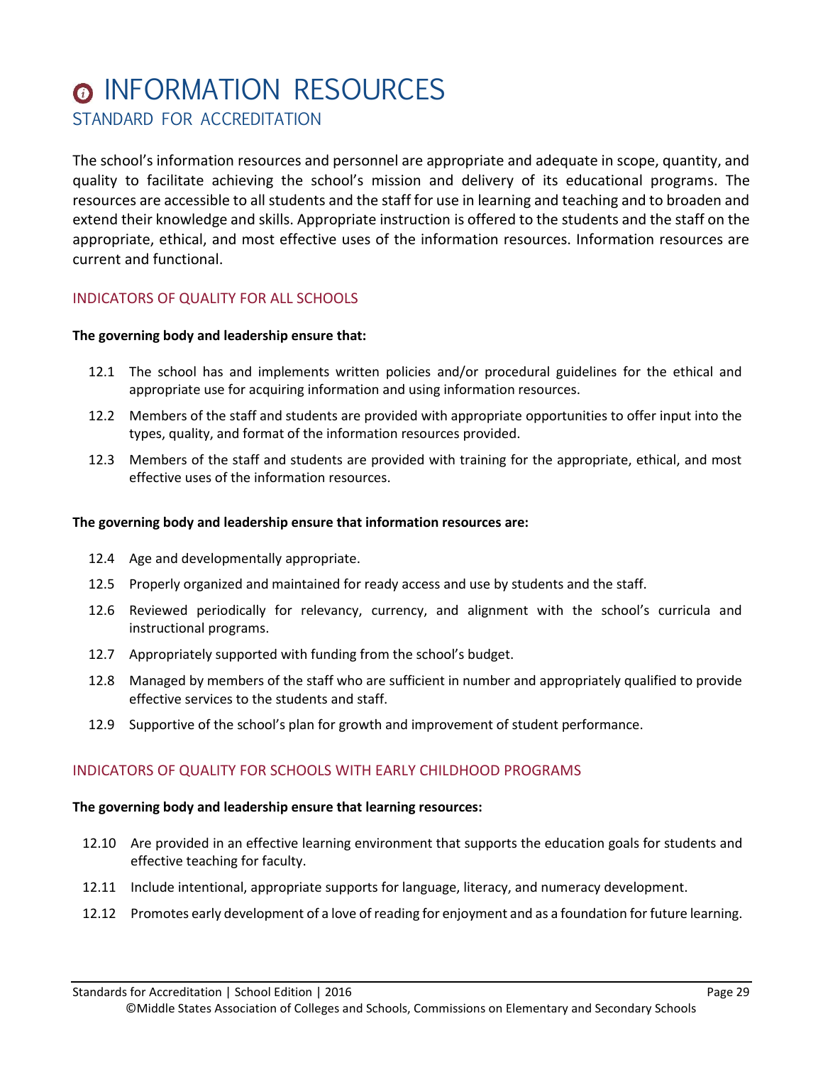# INFORMATION RESOURCES

## STANDARD FOR ACCREDITATION

The school's information resources and personnel are appropriate and adequate in scope, quantity, and quality to facilitate achieving the school's mission and delivery of its educational programs. The resources are accessible to all students and the staff for use in learning and teaching and to broaden and extend their knowledge and skills. Appropriate instruction is offered to the students and the staff on the appropriate, ethical, and most effective uses of the information resources. Information resources are current and functional.

### INDICATORS OF QUALITY FOR ALL SCHOOLS

**The governing body and leadership ensure that:**

- 12.1 The school has and implements written policies and/or procedural guidelines for the ethical and appropriate use for acquiring information and using information resources.
- 12.2 Members of the staff and students are provided with appropriate opportunities to offer input into the types, quality, and format of the information resources provided.
- 12.3 Members of the staff and students are provided with training for the appropriate, ethical, and most effective uses of the information resources.

**The governing body and leadership ensure that information resources are:**

- 12.4 Age and developmentally appropriate.
- 12.5 Properly organized and maintained for ready access and use by students and the staff.
- 12.6 Reviewed periodically for relevancy, currency, and alignment with the school's curricula and instructional programs.
- 12.7 Appropriately supported with funding from the school's budget.
- 12.8 Managed by members of the staff who are sufficient in number and appropriately qualified to provide effective services to the students and staff.
- 12.9 Supportive of the school's plan for growth and improvement of student performance.

### INDICATORS OF QUALITY FOR SCHOOLS WITH EARLY CHILDHOOD PROGRAMS

**The governing body and leadership ensure that learning resources:**

- 12.10 Are provided in an effective learning environment that supports the education goals for students and effective teaching for faculty.
- 12.11 Include intentional, appropriate supports for language, literacy, and numeracy development.
- 12.12 Promotes early development of a love of reading for enjoyment and as a foundation for future learning.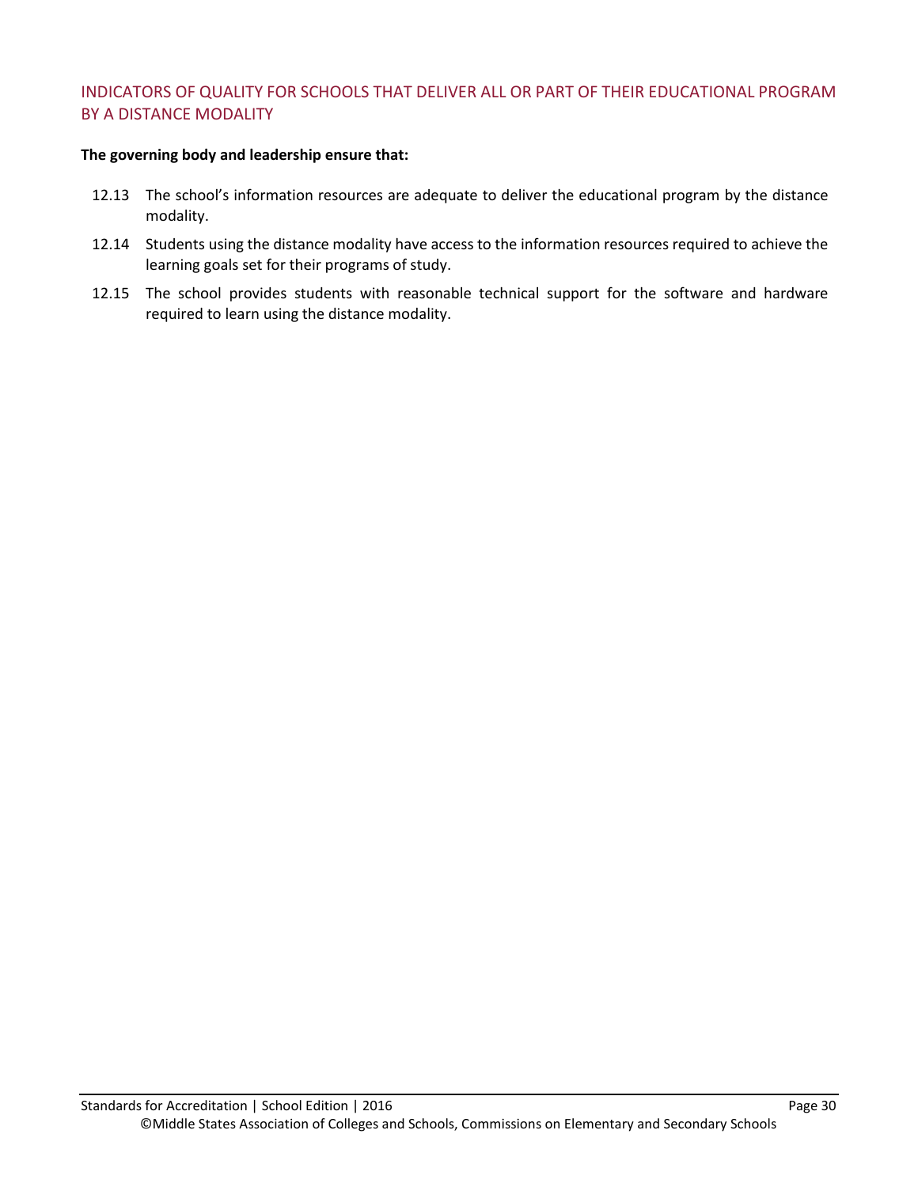## INDICATORS OF QUALITY FOR SCHOOLS THAT DELIVER ALL OR PART OF THEIR EDUCATIONAL PROGRAM BY A DISTANCE MODALITY

**The governing body and leadership ensure that:**

12.13 The school's information resources are adequate to deliver the educational program by the distance modality.

12.14 Students using the distance modality have access to the information resources required to achieve the learning goals set for their programs of study.

12.15 The school provides students with reasonable technical support for the software and hardware required to learn using the distance modality.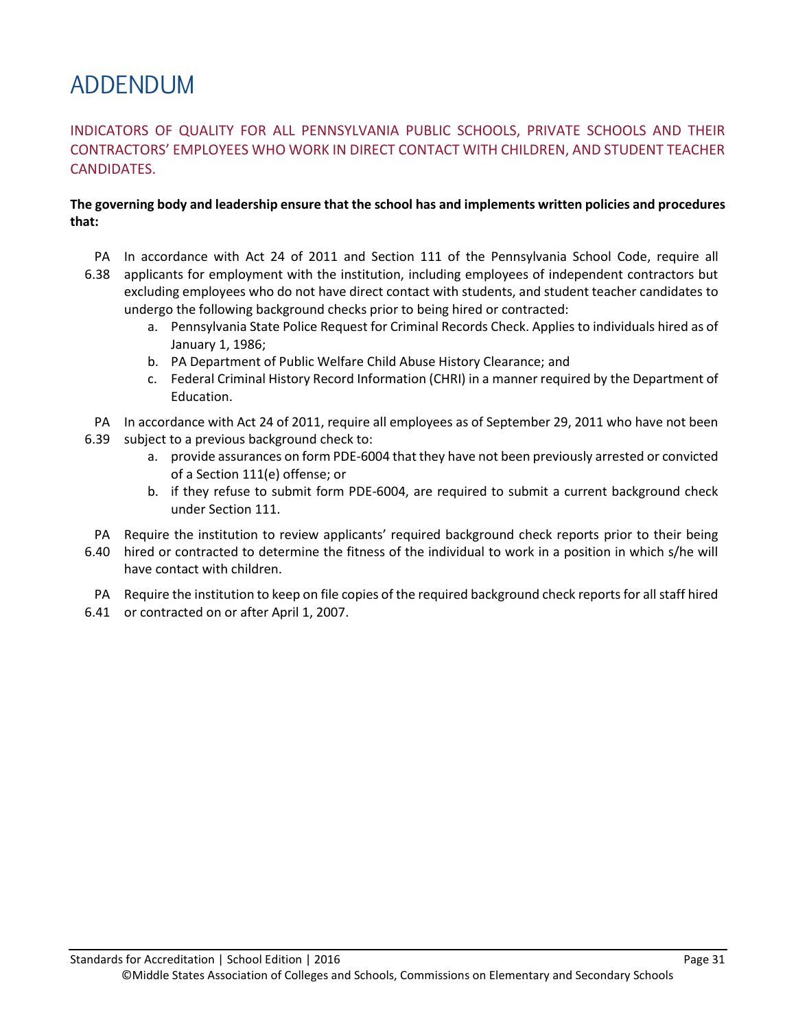# ADDENDUM

## INDICATORS OF QUALITY FOR ALL PENNSYLVANIA PUBLIC SCHOOLS, PRIVATE SCHOOLS AND THEIR CONTRACTORS' EMPLOYEES WHO WORK IN DIRECT CONTACT WITH CHILDREN, AND STUDENT TEACHER CANDIDATES.

**The governing body and leadership ensure that the school has and implements written policies and procedures that:**

PA 6.38 In accordance with Act 24 of 2011 and Section 111 of the Pennsylvania School Code, require all applicants for employment with the institution, including employees of independent contractors but excluding employees who do not have direct contact with students, and student teacher candidates to undergo the following background checks prior to being hired or contracted:

a. Pennsylvania State Police Request for Criminal Records Check. Applies to individuals hired as of January 1, 1986;
b. PA Department of Public Welfare Child Abuse History Clearance; and
c. Federal Criminal History Record Information (CHRI) in a manner required by the Department of Education.

PA 6.39 In accordance with Act 24 of 2011, require all employees as of September 29, 2011 who have not been subject to a previous background check to:

a. provide assurances on form PDE-6004 that they have not been previously arrested or convicted of a Section 111(e) offense; or
b. if they refuse to submit form PDE-6004, are required to submit a current background check under Section 111.

PA 6.40 Require the institution to review applicants' required background check reports prior to their being hired or contracted to determine the fitness of the individual to work in a position in which s/he will have contact with children.

PA 6.41 Require the institution to keep on file copies of the required background check reports for all staff hired or contracted on or after April 1, 2007.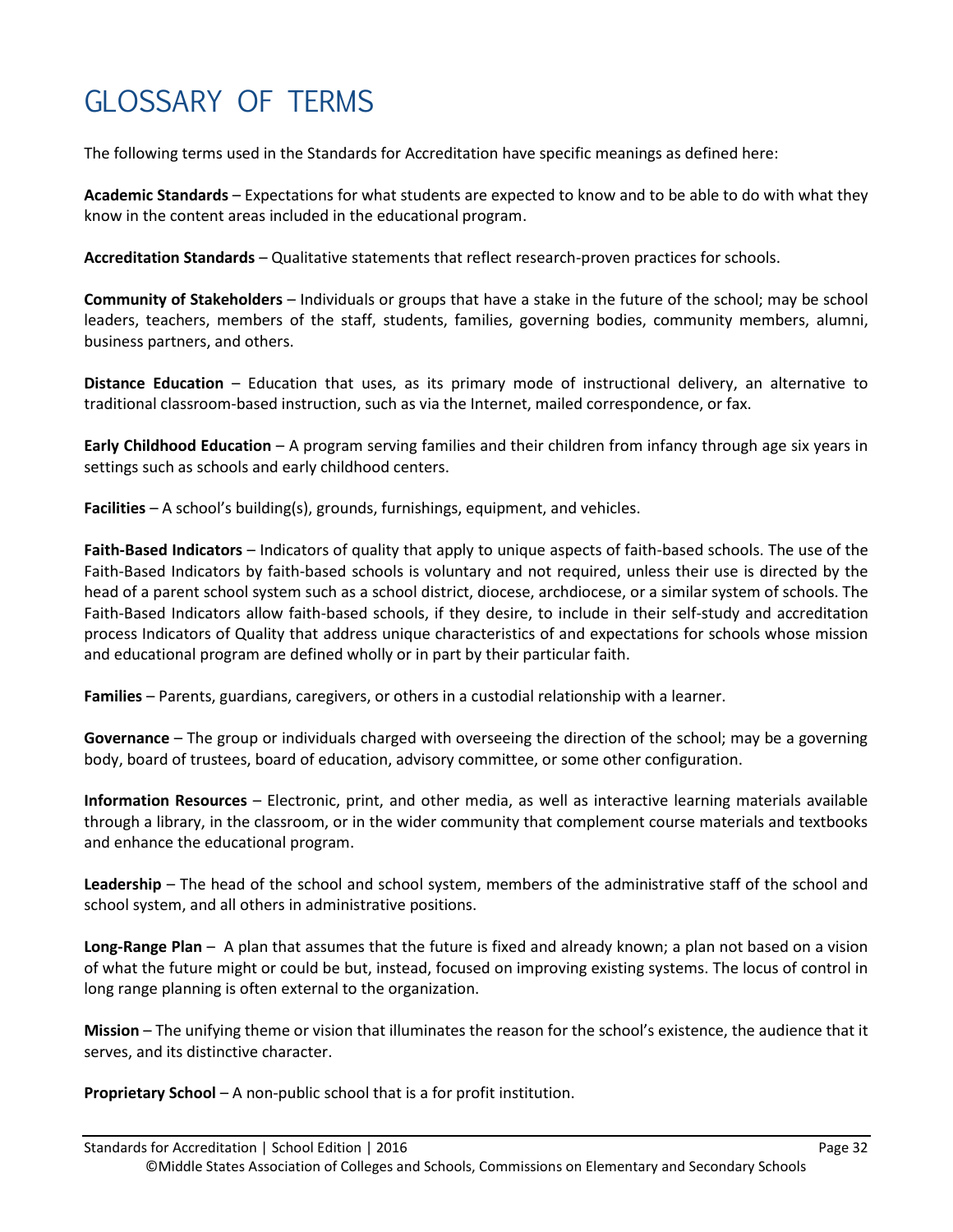# GLOSSARY OF TERMS

The following terms used in the Standards for Accreditation have specific meanings as defined here:

**Academic Standards** – Expectations for what students are expected to know and to be able to do with what they know in the content areas included in the educational program.

**Accreditation Standards** – Qualitative statements that reflect research-proven practices for schools.

**Community of Stakeholders** – Individuals or groups that have a stake in the future of the school; may be school leaders, teachers, members of the staff, students, families, governing bodies, community members, alumni, business partners, and others.

**Distance Education** – Education that uses, as its primary mode of instructional delivery, an alternative to traditional classroom-based instruction, such as via the Internet, mailed correspondence, or fax.

**Early Childhood Education** – A program serving families and their children from infancy through age six years in settings such as schools and early childhood centers.

**Facilities** – A school's building(s), grounds, furnishings, equipment, and vehicles.

**Faith-Based Indicators** – Indicators of quality that apply to unique aspects of faith-based schools. The use of the Faith-Based Indicators by faith-based schools is voluntary and not required, unless their use is directed by the head of a parent school system such as a school district, diocese, archdiocese, or a similar system of schools. The Faith-Based Indicators allow faith-based schools, if they desire, to include in their self-study and accreditation process Indicators of Quality that address unique characteristics of and expectations for schools whose mission and educational program are defined wholly or in part by their particular faith.

**Families** – Parents, guardians, caregivers, or others in a custodial relationship with a learner.

**Governance** – The group or individuals charged with overseeing the direction of the school; may be a governing body, board of trustees, board of education, advisory committee, or some other configuration.

**Information Resources** – Electronic, print, and other media, as well as interactive learning materials available through a library, in the classroom, or in the wider community that complement course materials and textbooks and enhance the educational program.

**Leadership** – The head of the school and school system, members of the administrative staff of the school and school system, and all others in administrative positions.

**Long-Range Plan** – A plan that assumes that the future is fixed and already known; a plan not based on a vision of what the future might or could be but, instead, focused on improving existing systems. The locus of control in long range planning is often external to the organization.

**Mission** – The unifying theme or vision that illuminates the reason for the school's existence, the audience that it serves, and its distinctive character.

**Proprietary School** – A non-public school that is a for profit institution.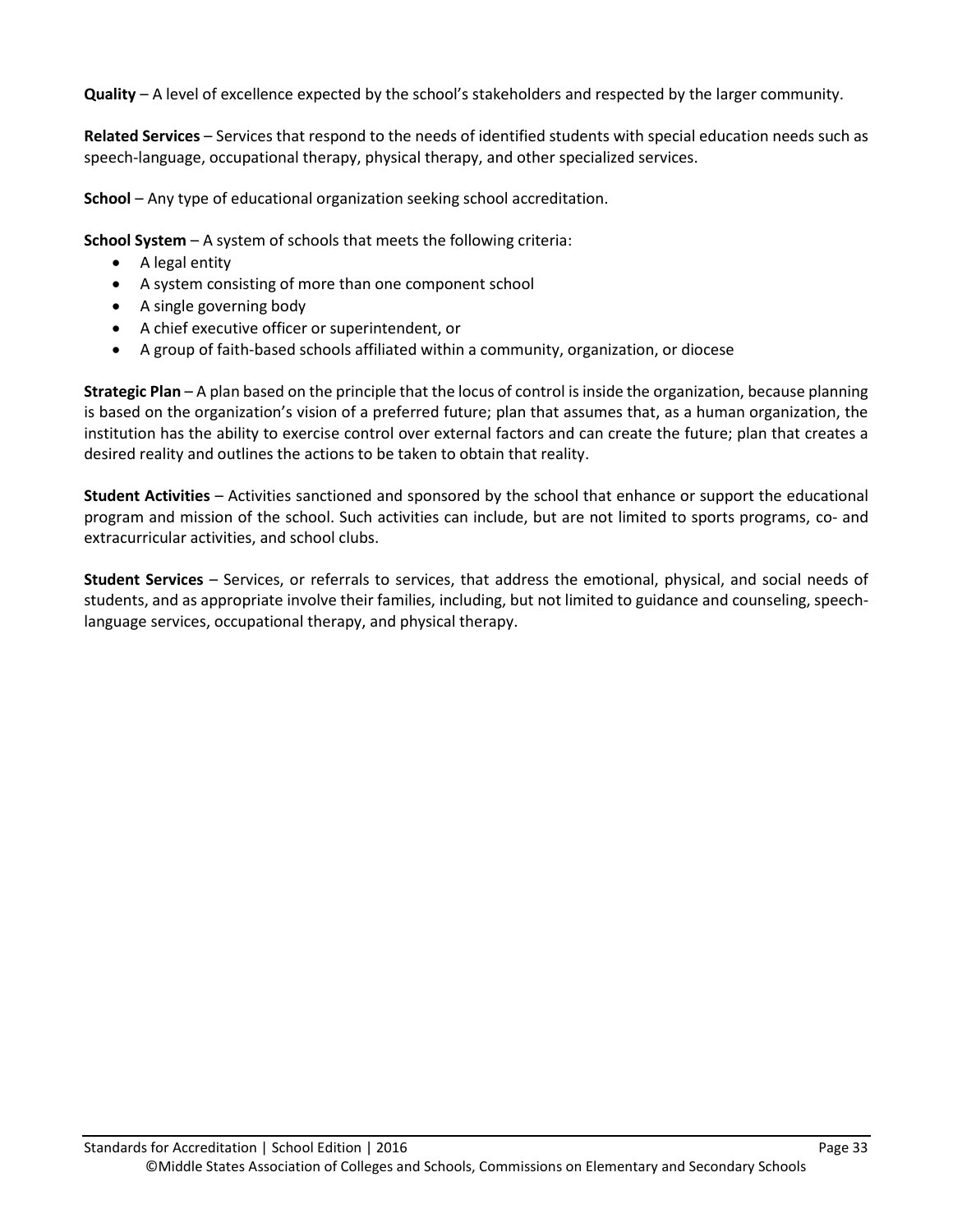**Quality** – A level of excellence expected by the school's stakeholders and respected by the larger community.

**Related Services** – Services that respond to the needs of identified students with special education needs such as speech-language, occupational therapy, physical therapy, and other specialized services.

**School** – Any type of educational organization seeking school accreditation.

**School System** – A system of schools that meets the following criteria:

- A legal entity
- A system consisting of more than one component school
- A single governing body
- A chief executive officer or superintendent, or
- A group of faith-based schools affiliated within a community, organization, or diocese

**Strategic Plan** – A plan based on the principle that the locus of control is inside the organization, because planning is based on the organization's vision of a preferred future; plan that assumes that, as a human organization, the institution has the ability to exercise control over external factors and can create the future; plan that creates a desired reality and outlines the actions to be taken to obtain that reality.

**Student Activities** – Activities sanctioned and sponsored by the school that enhance or support the educational program and mission of the school. Such activities can include, but are not limited to sports programs, co- and extracurricular activities, and school clubs.

**Student Services** – Services, or referrals to services, that address the emotional, physical, and social needs of students, and as appropriate involve their families, including, but not limited to guidance and counseling, speech-language services, occupational therapy, and physical therapy.